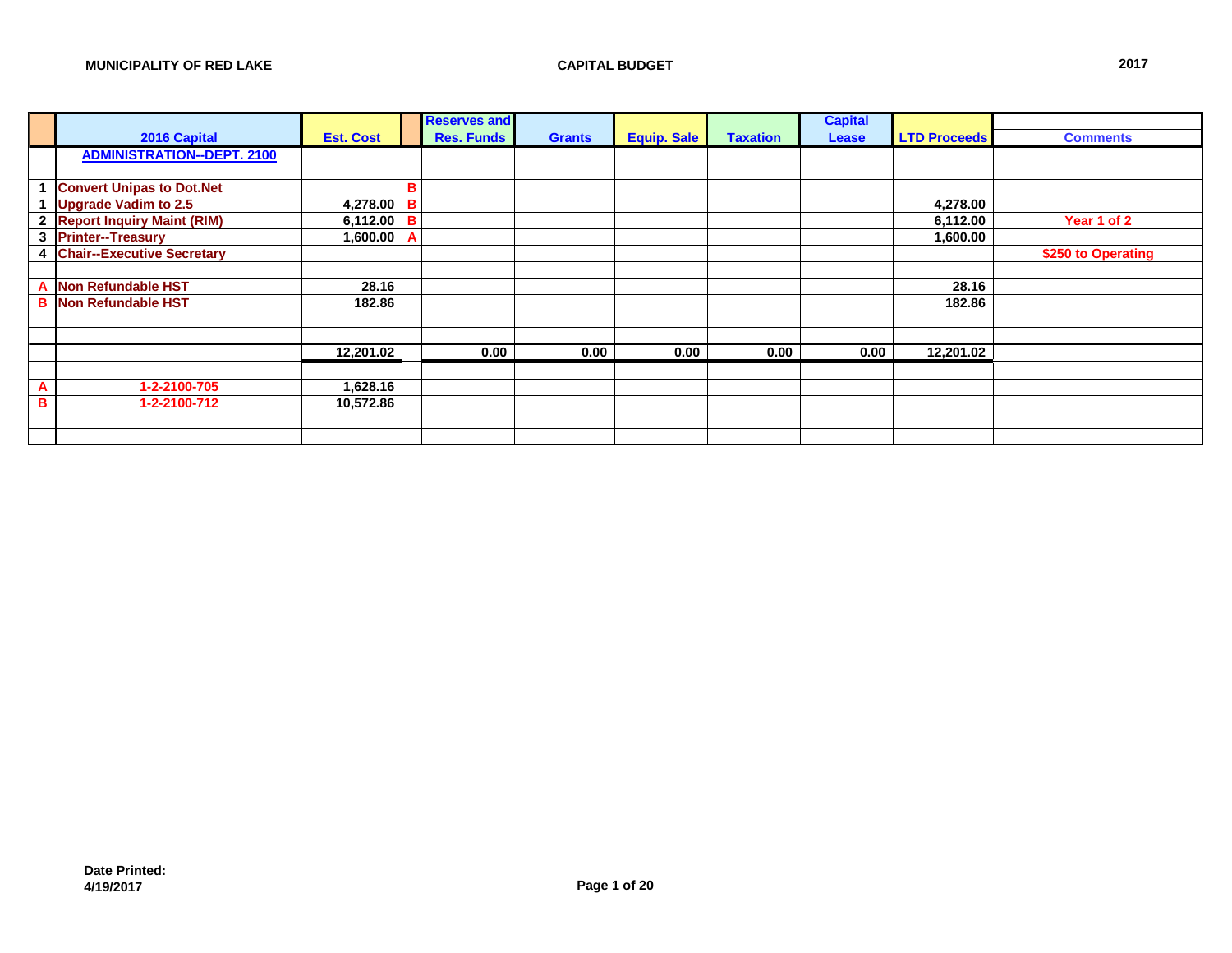MUNICIPALITY OF RED LAKE

CAPITAL BUDGET

2017

| | 2016 Capital | Est. Cost | | Reserves and Res. Funds | Grants | Equip. Sale | Taxation | Capital Lease | LTD Proceeds | Comments |
|---|---|---|---|---|---|---|---|---|---|---|
| | ADMINISTRATION--DEPT. 2100 | | | | | | | | | |
| | | | | | | | | | | |
| 1 | Convert Unipas to Dot.Net | | B | | | | | | | |
| 1 | Upgrade Vadim to 2.5 | 4,278.00 | B | | | | | | 4,278.00 | |
| 2 | Report Inquiry Maint (RIM) | 6,112.00 | B | | | | | | 6,112.00 | Year 1 of 2 |
| 3 | Printer--Treasury | 1,600.00 | A | | | | | | 1,600.00 | |
| 4 | Chair--Executive Secretary | | | | | | | | | $250 to Operating |
| | | | | | | | | | | |
| A | Non Refundable HST | 28.16 | | | | | | | 28.16 | |
| B | Non Refundable HST | 182.86 | | | | | | | 182.86 | |
| | | | | | | | | | | |
| | | | | | | | | | | |
| | | 12,201.02 | | 0.00 | 0.00 | 0.00 | 0.00 | 0.00 | 12,201.02 | |
| | | | | | | | | | | |
| A | 1-2-2100-705 | 1,628.16 | | | | | | | | |
| B | 1-2-2100-712 | 10,572.86 | | | | | | | | |

Date Printed:
4/19/2017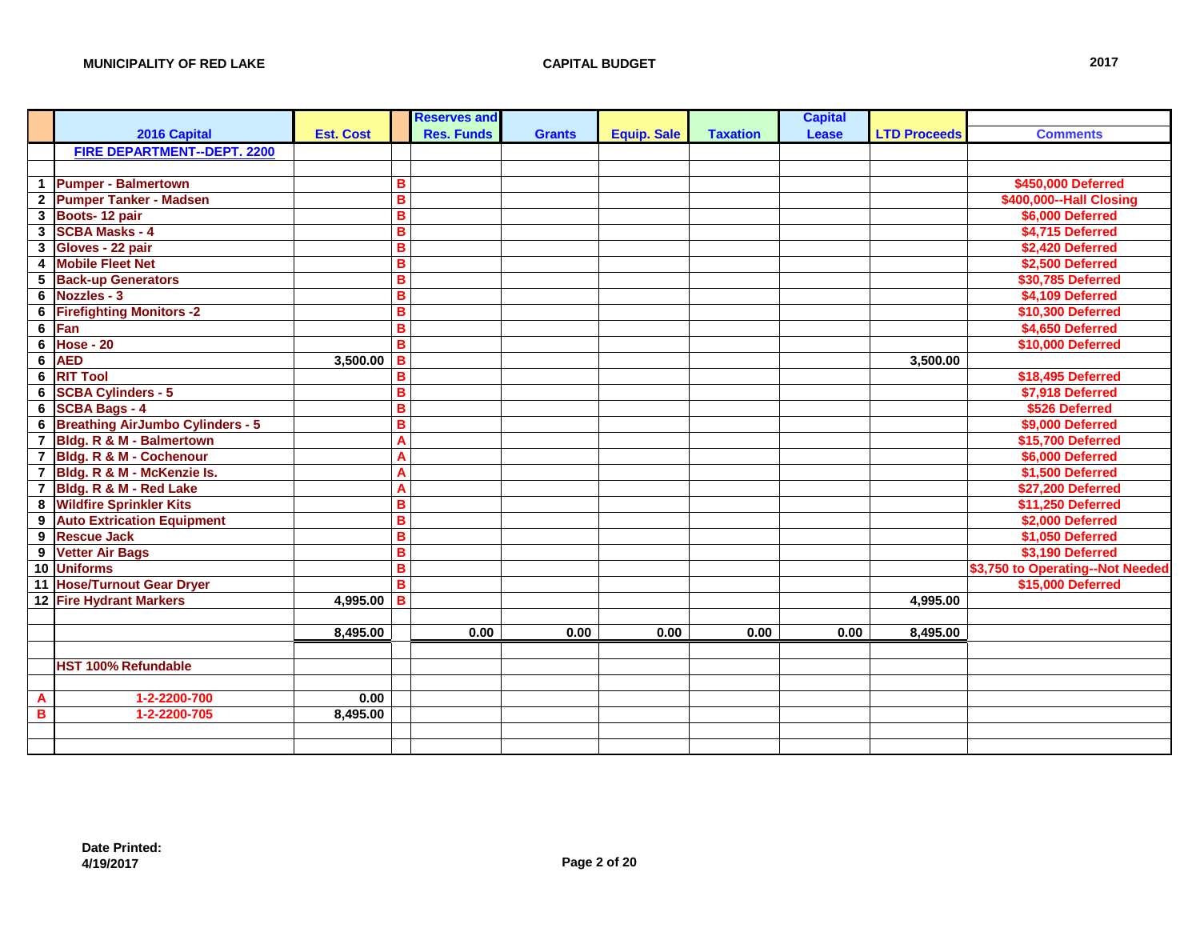MUNICIPALITY OF RED LAKE

CAPITAL BUDGET

2017

| | 2016 Capital | Est. Cost | | Reserves and Res. Funds | Grants | Equip. Sale | Taxation | Capital Lease | LTD Proceeds | Comments |
|---|---|---|---|---|---|---|---|---|---|---|
| | FIRE DEPARTMENT--DEPT. 2200 | | | | | | | | | |
| | | | | | | | | | | |
| 1 | Pumper - Balmertown | | B | | | | | | | $450,000 Deferred |
| 2 | Pumper Tanker - Madsen | | B | | | | | | | $400,000--Hall Closing |
| 3 | Boots- 12 pair | | B | | | | | | | $6,000 Deferred |
| 3 | SCBA Masks - 4 | | B | | | | | | | $4,715 Deferred |
| 3 | Gloves - 22 pair | | B | | | | | | | $2,420 Deferred |
| 4 | Mobile Fleet Net | | B | | | | | | | $2,500 Deferred |
| 5 | Back-up Generators | | B | | | | | | | $30,785 Deferred |
| 6 | Nozzles - 3 | | B | | | | | | | $4,109 Deferred |
| 6 | Firefighting Monitors -2 | | B | | | | | | | $10,300 Deferred |
| 6 | Fan | | B | | | | | | | $4,650 Deferred |
| 6 | Hose - 20 | | B | | | | | | | $10,000 Deferred |
| 6 | AED | 3,500.00 | B | | | | | | 3,500.00 | |
| 6 | RIT Tool | | B | | | | | | | $18,495 Deferred |
| 6 | SCBA Cylinders - 5 | | B | | | | | | | $7,918 Deferred |
| 6 | SCBA Bags - 4 | | B | | | | | | | $526 Deferred |
| 6 | Breathing AirJumbo Cylinders - 5 | | B | | | | | | | $9,000 Deferred |
| 7 | Bldg. R & M - Balmertown | | A | | | | | | | $15,700 Deferred |
| 7 | Bldg. R & M - Cochenour | | A | | | | | | | $6,000 Deferred |
| 7 | Bldg. R & M - McKenzie Is. | | A | | | | | | | $1,500 Deferred |
| 7 | Bldg. R & M - Red Lake | | A | | | | | | | $27,200 Deferred |
| 8 | Wildfire Sprinkler Kits | | B | | | | | | | $11,250 Deferred |
| 9 | Auto Extrication Equipment | | B | | | | | | | $2,000 Deferred |
| 9 | Rescue Jack | | B | | | | | | | $1,050 Deferred |
| 9 | Vetter Air Bags | | B | | | | | | | $3,190 Deferred |
| 10 | Uniforms | | B | | | | | | | $3,750 to Operating--Not Needed |
| 11 | Hose/Turnout Gear Dryer | | B | | | | | | | $15,000 Deferred |
| 12 | Fire Hydrant Markers | 4,995.00 | B | | | | | | 4,995.00 | |
| | | | | | | | | | | |
| | | 8,495.00 | | 0.00 | 0.00 | 0.00 | 0.00 | 0.00 | 8,495.00 | |
| | | | | | | | | | | |
| | HST 100% Refundable | | | | | | | | | |
| | | | | | | | | | | |
| A | 1-2-2200-700 | 0.00 | | | | | | | | |
| B | 1-2-2200-705 | 8,495.00 | | | | | | | | |

Date Printed:
4/19/2017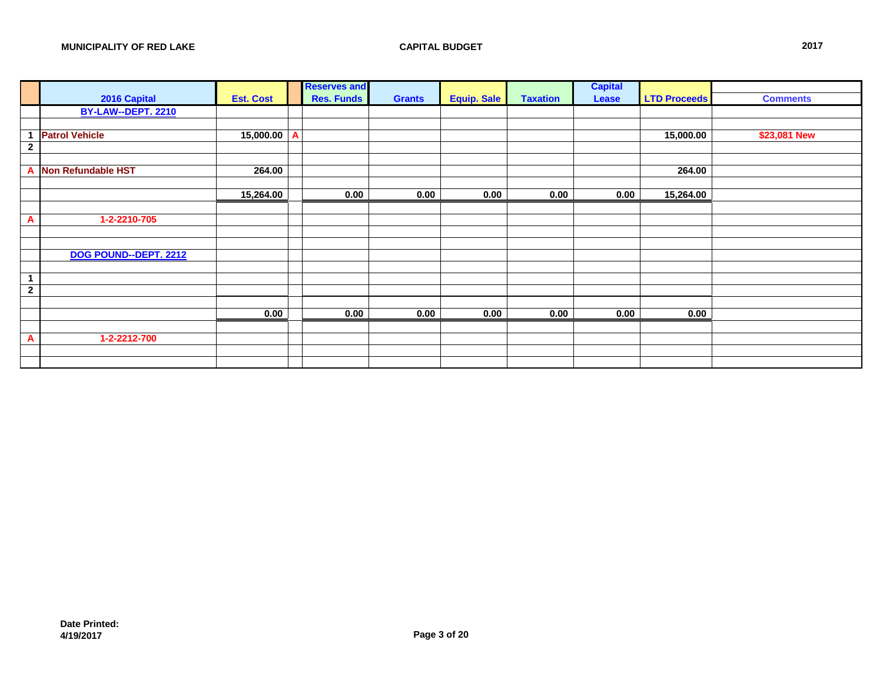**MUNICIPALITY OF RED LAKE** **CAPITAL BUDGET** **2017**

| | 2016 Capital | Est. Cost | | Reserves and Res. Funds | Grants | Equip. Sale | Taxation | Capital Lease | LTD Proceeds | Comments |
|---|---|---|---|---|---|---|---|---|---|---|
| | BY-LAW--DEPT. 2210 | | | | | | | | | |
| | | | | | | | | | | |
| 1 | Patrol Vehicle | 15,000.00 | A | | | | | | 15,000.00 | $23,081 New |
| 2 | | | | | | | | | | |
| | | | | | | | | | | |
| A | Non Refundable HST | 264.00 | | | | | | | 264.00 | |
| | | | | | | | | | | |
| | | 15,264.00 | | 0.00 | 0.00 | 0.00 | 0.00 | 0.00 | 15,264.00 | |
| | | | | | | | | | | |
| A | 1-2-2210-705 | | | | | | | | | |
| | | | | | | | | | | |
| | | | | | | | | | | |
| | DOG POUND--DEPT. 2212 | | | | | | | | | |
| | | | | | | | | | | |
| 1 | | | | | | | | | | |
| 2 | | | | | | | | | | |
| | | | | | | | | | | |
| | | 0.00 | | 0.00 | 0.00 | 0.00 | 0.00 | 0.00 | 0.00 | |
| | | | | | | | | | | |
| A | 1-2-2212-700 | | | | | | | | | |

**Date Printed:**
**4/19/2017**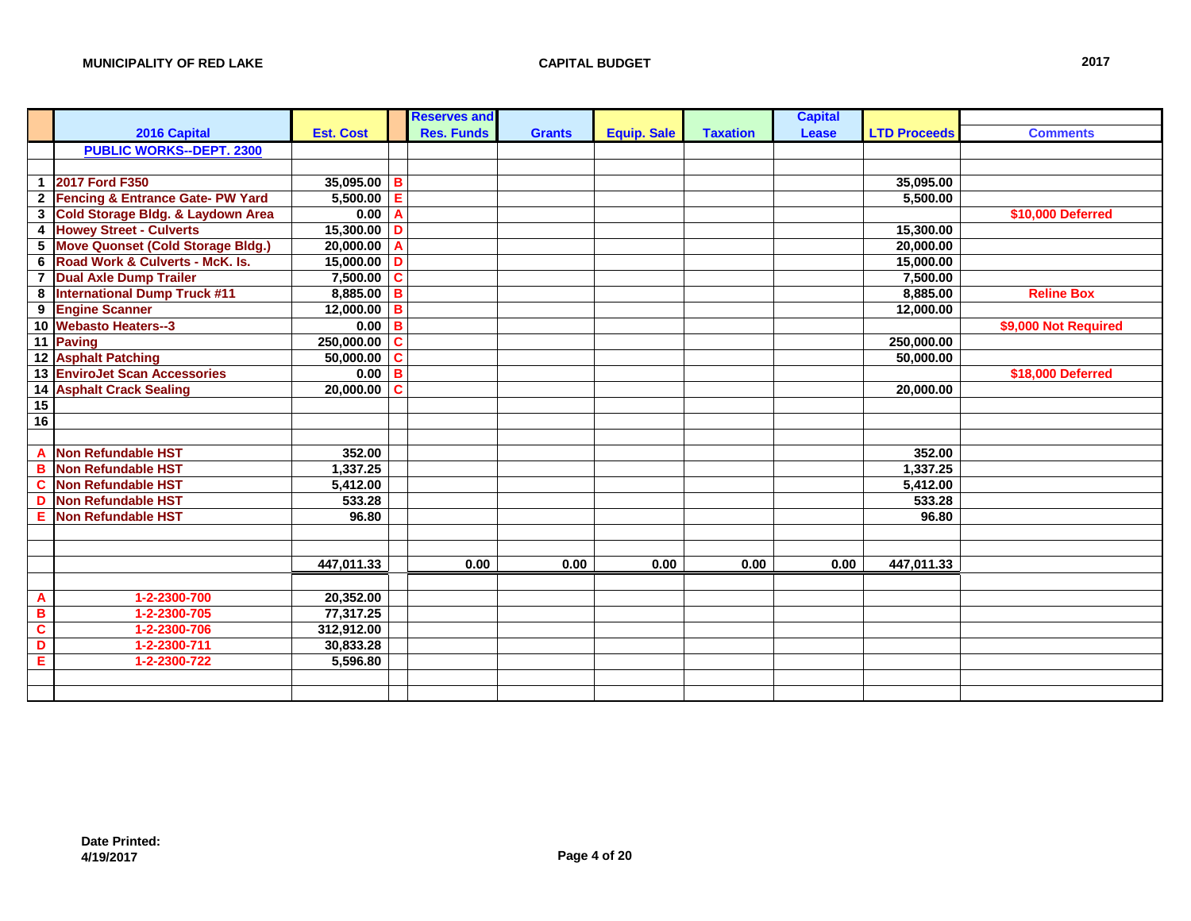**MUNICIPALITY OF RED LAKE** **CAPITAL BUDGET** **2017**

| | 2016 Capital | Est. Cost | | Reserves and Res. Funds | Grants | Equip. Sale | Taxation | Capital Lease | LTD Proceeds | Comments |
|---|---|---|---|---|---|---|---|---|---|---|
| | PUBLIC WORKS--DEPT. 2300 | | | | | | | | | |
| | | | | | | | | | | |
| 1 | 2017 Ford F350 | 35,095.00 | B | | | | | | 35,095.00 | |
| 2 | Fencing & Entrance Gate- PW Yard | 5,500.00 | E | | | | | | 5,500.00 | |
| 3 | Cold Storage Bldg. & Laydown Area | 0.00 | A | | | | | | | $10,000 Deferred |
| 4 | Howey Street - Culverts | 15,300.00 | D | | | | | | 15,300.00 | |
| 5 | Move Quonset (Cold Storage Bldg.) | 20,000.00 | A | | | | | | 20,000.00 | |
| 6 | Road Work & Culverts - McK. Is. | 15,000.00 | D | | | | | | 15,000.00 | |
| 7 | Dual Axle Dump Trailer | 7,500.00 | C | | | | | | 7,500.00 | |
| 8 | International Dump Truck #11 | 8,885.00 | B | | | | | | 8,885.00 | Reline Box |
| 9 | Engine Scanner | 12,000.00 | B | | | | | | 12,000.00 | |
| 10 | Webasto Heaters--3 | 0.00 | B | | | | | | | $9,000 Not Required |
| 11 | Paving | 250,000.00 | C | | | | | | 250,000.00 | |
| 12 | Asphalt Patching | 50,000.00 | C | | | | | | 50,000.00 | |
| 13 | EnviroJet Scan Accessories | 0.00 | B | | | | | | | $18,000 Deferred |
| 14 | Asphalt Crack Sealing | 20,000.00 | C | | | | | | 20,000.00 | |
| 15 | | | | | | | | | | |
| 16 | | | | | | | | | | |
| | | | | | | | | | | |
| A | Non Refundable HST | 352.00 | | | | | | | 352.00 | |
| B | Non Refundable HST | 1,337.25 | | | | | | | 1,337.25 | |
| C | Non Refundable HST | 5,412.00 | | | | | | | 5,412.00 | |
| D | Non Refundable HST | 533.28 | | | | | | | 533.28 | |
| E | Non Refundable HST | 96.80 | | | | | | | 96.80 | |
| | | | | | | | | | | |
| | | | | | | | | | | |
| | | 447,011.33 | | 0.00 | 0.00 | 0.00 | 0.00 | 0.00 | 447,011.33 | |
| | | | | | | | | | | |
| A | 1-2-2300-700 | 20,352.00 | | | | | | | | |
| B | 1-2-2300-705 | 77,317.25 | | | | | | | | |
| C | 1-2-2300-706 | 312,912.00 | | | | | | | | |
| D | 1-2-2300-711 | 30,833.28 | | | | | | | | |
| E | 1-2-2300-722 | 5,596.80 | | | | | | | | |

**Date Printed:**
**4/19/2017**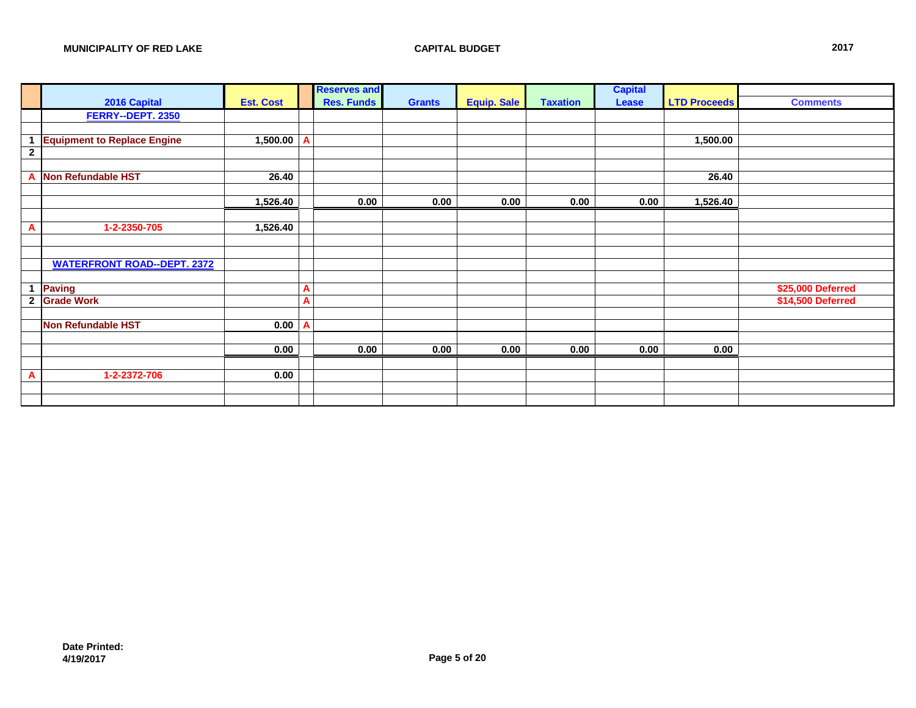**MUNICIPALITY OF RED LAKE** **CAPITAL BUDGET** **2017**

| | 2016 Capital | Est. Cost | | Reserves and Res. Funds | Grants | Equip. Sale | Taxation | Capital Lease | LTD Proceeds | Comments |
|---|---|---|---|---|---|---|---|---|---|---|
| | **FERRY--DEPT. 2350** | | | | | | | | | |
| | | | | | | | | | | |
| 1 | Equipment to Replace Engine | 1,500.00 | A | | | | | | 1,500.00 | |
| 2 | | | | | | | | | | |
| | | | | | | | | | | |
| A | Non Refundable HST | 26.40 | | | | | | | 26.40 | |
| | | | | | | | | | | |
| | | 1,526.40 | | 0.00 | 0.00 | 0.00 | 0.00 | 0.00 | 1,526.40 | |
| | | | | | | | | | | |
| A | 1-2-2350-705 | 1,526.40 | | | | | | | | |
| | | | | | | | | | | |
| | | | | | | | | | | |
| | **WATERFRONT ROAD--DEPT. 2372** | | | | | | | | | |
| | | | | | | | | | | |
| 1 | Paving | | A | | | | | | | $25,000 Deferred |
| 2 | Grade Work | | A | | | | | | | $14,500 Deferred |
| | | | | | | | | | | |
| | Non Refundable HST | 0.00 | A | | | | | | | |
| | | | | | | | | | | |
| | | 0.00 | | 0.00 | 0.00 | 0.00 | 0.00 | 0.00 | 0.00 | |
| | | | | | | | | | | |
| A | 1-2-2372-706 | 0.00 | | | | | | | | |

**Date Printed:**
**4/19/2017**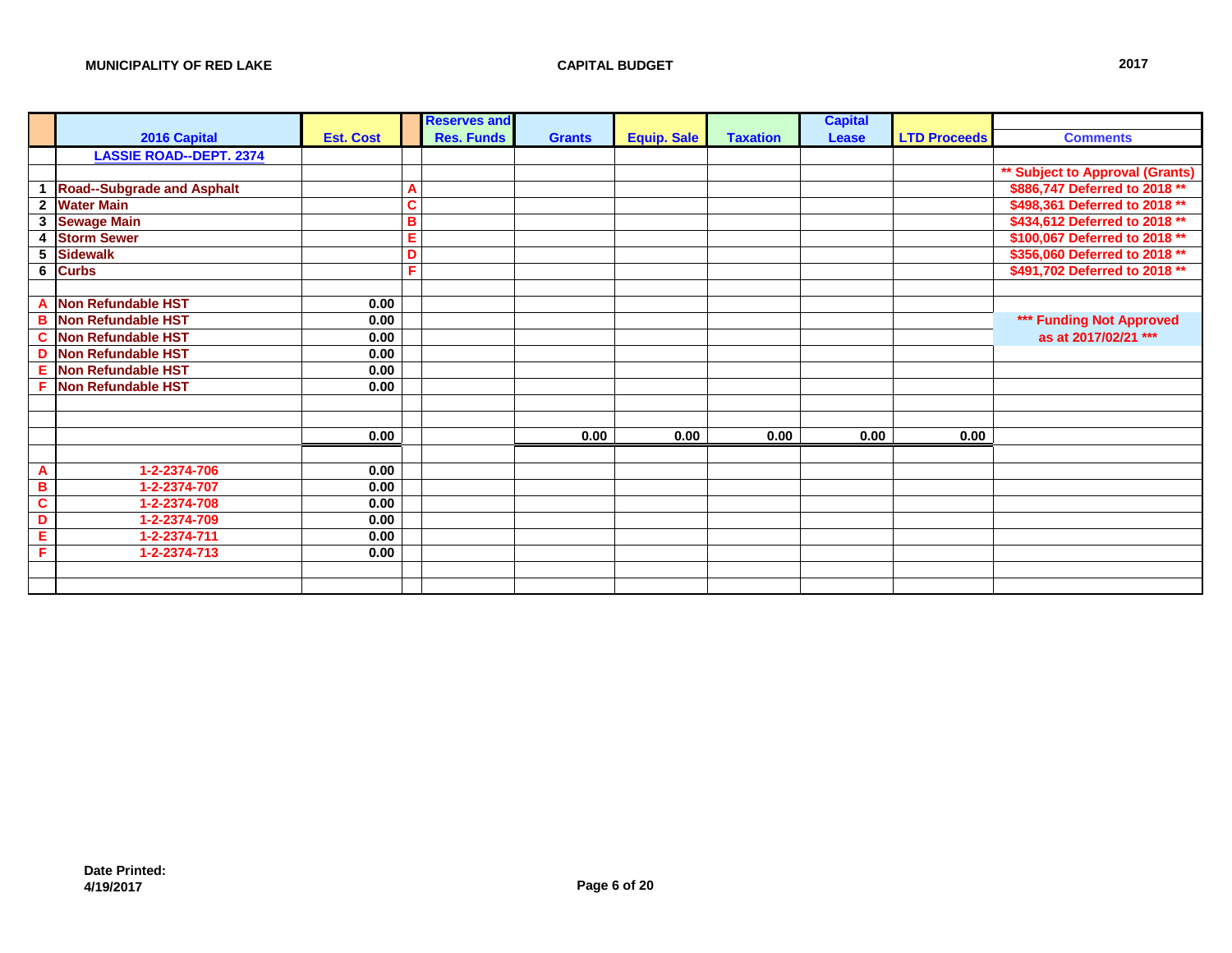**MUNICIPALITY OF RED LAKE** **CAPITAL BUDGET** **2017**

| | 2016 Capital | Est. Cost | | Reserves and Res. Funds | Grants | Equip. Sale | Taxation | Capital Lease | LTD Proceeds | Comments |
|---|---|---|---|---|---|---|---|---|---|---|
| | LASSIE ROAD--DEPT. 2374 | | | | | | | | | |
| | | | | | | | | | | ** Subject to Approval (Grants) |
| 1 | Road--Subgrade and Asphalt | | A | | | | | | | $886,747 Deferred to 2018 ** |
| 2 | Water Main | | C | | | | | | | $498,361 Deferred to 2018 ** |
| 3 | Sewage Main | | B | | | | | | | $434,612 Deferred to 2018 ** |
| 4 | Storm Sewer | | E | | | | | | | $100,067 Deferred to 2018 ** |
| 5 | Sidewalk | | D | | | | | | | $356,060 Deferred to 2018 ** |
| 6 | Curbs | | F | | | | | | | $491,702 Deferred to 2018 ** |
| | | | | | | | | | | |
| A | Non Refundable HST | 0.00 | | | | | | | | |
| B | Non Refundable HST | 0.00 | | | | | | | | *** Funding Not Approved |
| C | Non Refundable HST | 0.00 | | | | | | | | as at 2017/02/21 *** |
| D | Non Refundable HST | 0.00 | | | | | | | | |
| E | Non Refundable HST | 0.00 | | | | | | | | |
| F | Non Refundable HST | 0.00 | | | | | | | | |
| | | | | | | | | | | |
| | | | | | | | | | | |
| | | 0.00 | | | 0.00 | 0.00 | 0.00 | 0.00 | 0.00 | |
| | | | | | | | | | | |
| A | 1-2-2374-706 | 0.00 | | | | | | | | |
| B | 1-2-2374-707 | 0.00 | | | | | | | | |
| C | 1-2-2374-708 | 0.00 | | | | | | | | |
| D | 1-2-2374-709 | 0.00 | | | | | | | | |
| E | 1-2-2374-711 | 0.00 | | | | | | | | |
| F | 1-2-2374-713 | 0.00 | | | | | | | | |

**Date Printed:**
**4/19/2017**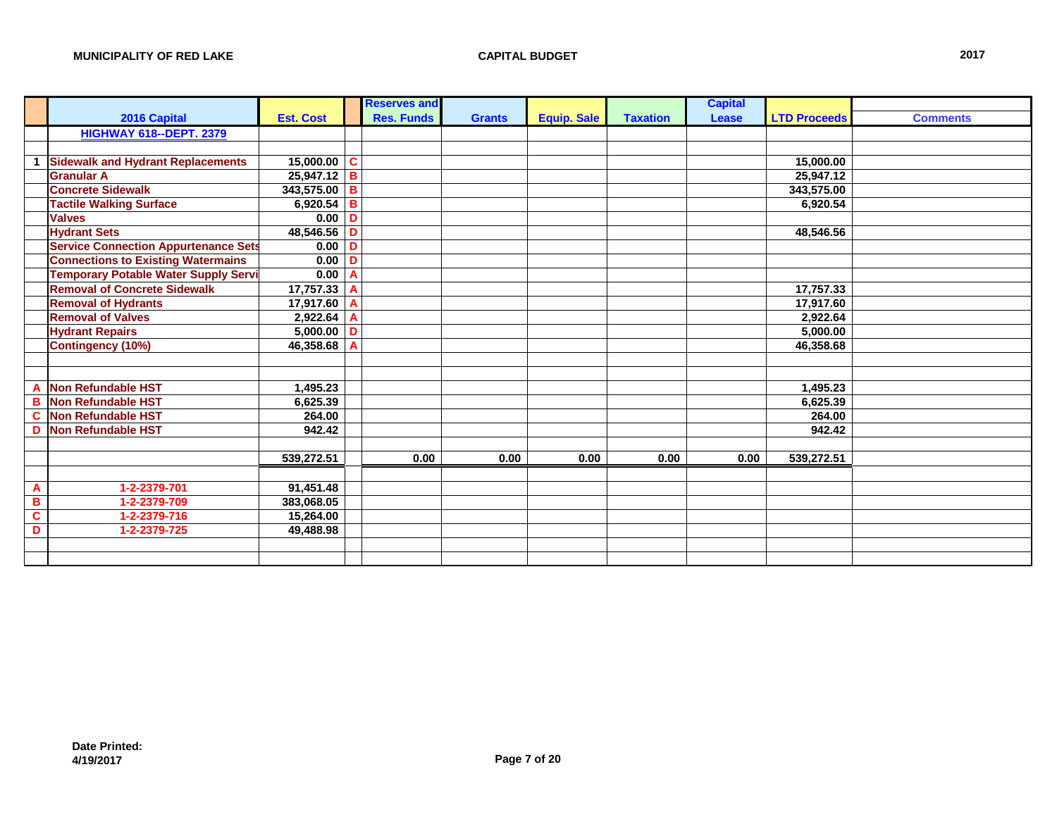MUNICIPALITY OF RED LAKE

CAPITAL BUDGET

2017

| | 2016 Capital | Est. Cost | | Reserves and Res. Funds | Grants | Equip. Sale | Taxation | Capital Lease | LTD Proceeds | Comments |
|---|---|---|---|---|---|---|---|---|---|---|
| | HIGHWAY 618--DEPT. 2379 | | | | | | | | | |
| | | | | | | | | | | |
| 1 | Sidewalk and Hydrant Replacements | 15,000.00 | C | | | | | | 15,000.00 | |
| | Granular A | 25,947.12 | B | | | | | | 25,947.12 | |
| | Concrete Sidewalk | 343,575.00 | B | | | | | | 343,575.00 | |
| | Tactile Walking Surface | 6,920.54 | B | | | | | | 6,920.54 | |
| | Valves | 0.00 | D | | | | | | | |
| | Hydrant Sets | 48,546.56 | D | | | | | | 48,546.56 | |
| | Service Connection Appurtenance Sets | 0.00 | D | | | | | | | |
| | Connections to Existing Watermains | 0.00 | D | | | | | | | |
| | Temporary Potable Water Supply Servi | 0.00 | A | | | | | | | |
| | Removal of Concrete Sidewalk | 17,757.33 | A | | | | | | 17,757.33 | |
| | Removal of Hydrants | 17,917.60 | A | | | | | | 17,917.60 | |
| | Removal of Valves | 2,922.64 | A | | | | | | 2,922.64 | |
| | Hydrant Repairs | 5,000.00 | D | | | | | | 5,000.00 | |
| | Contingency (10%) | 46,358.68 | A | | | | | | 46,358.68 | |
| | | | | | | | | | | |
| | | | | | | | | | | |
| A | Non Refundable HST | 1,495.23 | | | | | | | 1,495.23 | |
| B | Non Refundable HST | 6,625.39 | | | | | | | 6,625.39 | |
| C | Non Refundable HST | 264.00 | | | | | | | 264.00 | |
| D | Non Refundable HST | 942.42 | | | | | | | 942.42 | |
| | | | | | | | | | | |
| | | 539,272.51 | | 0.00 | 0.00 | 0.00 | 0.00 | 0.00 | 539,272.51 | |
| | | | | | | | | | | |
| A | 1-2-2379-701 | 91,451.48 | | | | | | | | |
| B | 1-2-2379-709 | 383,068.05 | | | | | | | | |
| C | 1-2-2379-716 | 15,264.00 | | | | | | | | |
| D | 1-2-2379-725 | 49,488.98 | | | | | | | | |
| | | | | | | | | | | |
| | | | | | | | | | | |

Date Printed:
4/19/2017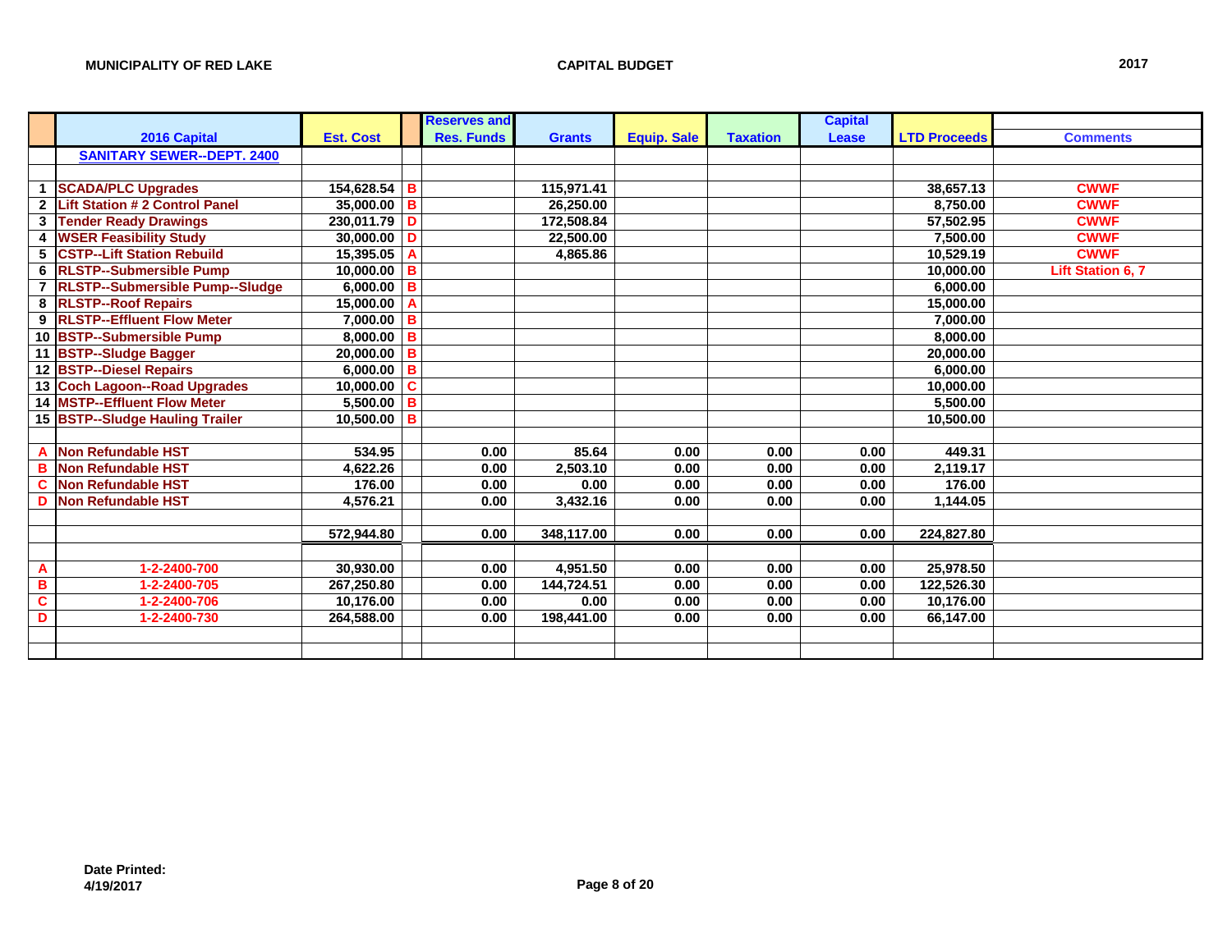**MUNICIPALITY OF RED LAKE** | **CAPITAL BUDGET** | **2017**

| | 2016 Capital | Est. Cost | | Reserves and Res. Funds | Grants | Equip. Sale | Taxation | Capital Lease | LTD Proceeds | Comments |
|---|---|---|---|---|---|---|---|---|---|---|
| | **SANITARY SEWER--DEPT. 2400** | | | | | | | | | |
| | | | | | | | | | | |
| 1 | SCADA/PLC Upgrades | 154,628.54 | B | | 115,971.41 | | | | 38,657.13 | CWWF |
| 2 | Lift Station # 2 Control Panel | 35,000.00 | B | | 26,250.00 | | | | 8,750.00 | CWWF |
| 3 | Tender Ready Drawings | 230,011.79 | D | | 172,508.84 | | | | 57,502.95 | CWWF |
| 4 | WSER Feasibility Study | 30,000.00 | D | | 22,500.00 | | | | 7,500.00 | CWWF |
| 5 | CSTP--Lift Station Rebuild | 15,395.05 | A | | 4,865.86 | | | | 10,529.19 | CWWF |
| 6 | RLSTP--Submersible Pump | 10,000.00 | B | | | | | | 10,000.00 | Lift Station 6, 7 |
| 7 | RLSTP--Submersible Pump--Sludge | 6,000.00 | B | | | | | | 6,000.00 | |
| 8 | RLSTP--Roof Repairs | 15,000.00 | A | | | | | | 15,000.00 | |
| 9 | RLSTP--Effluent Flow Meter | 7,000.00 | B | | | | | | 7,000.00 | |
| 10 | BSTP--Submersible Pump | 8,000.00 | B | | | | | | 8,000.00 | |
| 11 | BSTP--Sludge Bagger | 20,000.00 | B | | | | | | 20,000.00 | |
| 12 | BSTP--Diesel Repairs | 6,000.00 | B | | | | | | 6,000.00 | |
| 13 | Coch Lagoon--Road Upgrades | 10,000.00 | C | | | | | | 10,000.00 | |
| 14 | MSTP--Effluent Flow Meter | 5,500.00 | B | | | | | | 5,500.00 | |
| 15 | BSTP--Sludge Hauling Trailer | 10,500.00 | B | | | | | | 10,500.00 | |
| | | | | | | | | | | |
| A | Non Refundable HST | 534.95 | | 0.00 | 85.64 | 0.00 | 0.00 | 0.00 | 449.31 | |
| B | Non Refundable HST | 4,622.26 | | 0.00 | 2,503.10 | 0.00 | 0.00 | 0.00 | 2,119.17 | |
| C | Non Refundable HST | 176.00 | | 0.00 | 0.00 | 0.00 | 0.00 | 0.00 | 176.00 | |
| D | Non Refundable HST | 4,576.21 | | 0.00 | 3,432.16 | 0.00 | 0.00 | 0.00 | 1,144.05 | |
| | | | | | | | | | | |
| | | 572,944.80 | | 0.00 | 348,117.00 | 0.00 | 0.00 | 0.00 | 224,827.80 | |
| | | | | | | | | | | |
| A | 1-2-2400-700 | 30,930.00 | | 0.00 | 4,951.50 | 0.00 | 0.00 | 0.00 | 25,978.50 | |
| B | 1-2-2400-705 | 267,250.80 | | 0.00 | 144,724.51 | 0.00 | 0.00 | 0.00 | 122,526.30 | |
| C | 1-2-2400-706 | 10,176.00 | | 0.00 | 0.00 | 0.00 | 0.00 | 0.00 | 10,176.00 | |
| D | 1-2-2400-730 | 264,588.00 | | 0.00 | 198,441.00 | 0.00 | 0.00 | 0.00 | 66,147.00 | |

**Date Printed:**
**4/19/2017**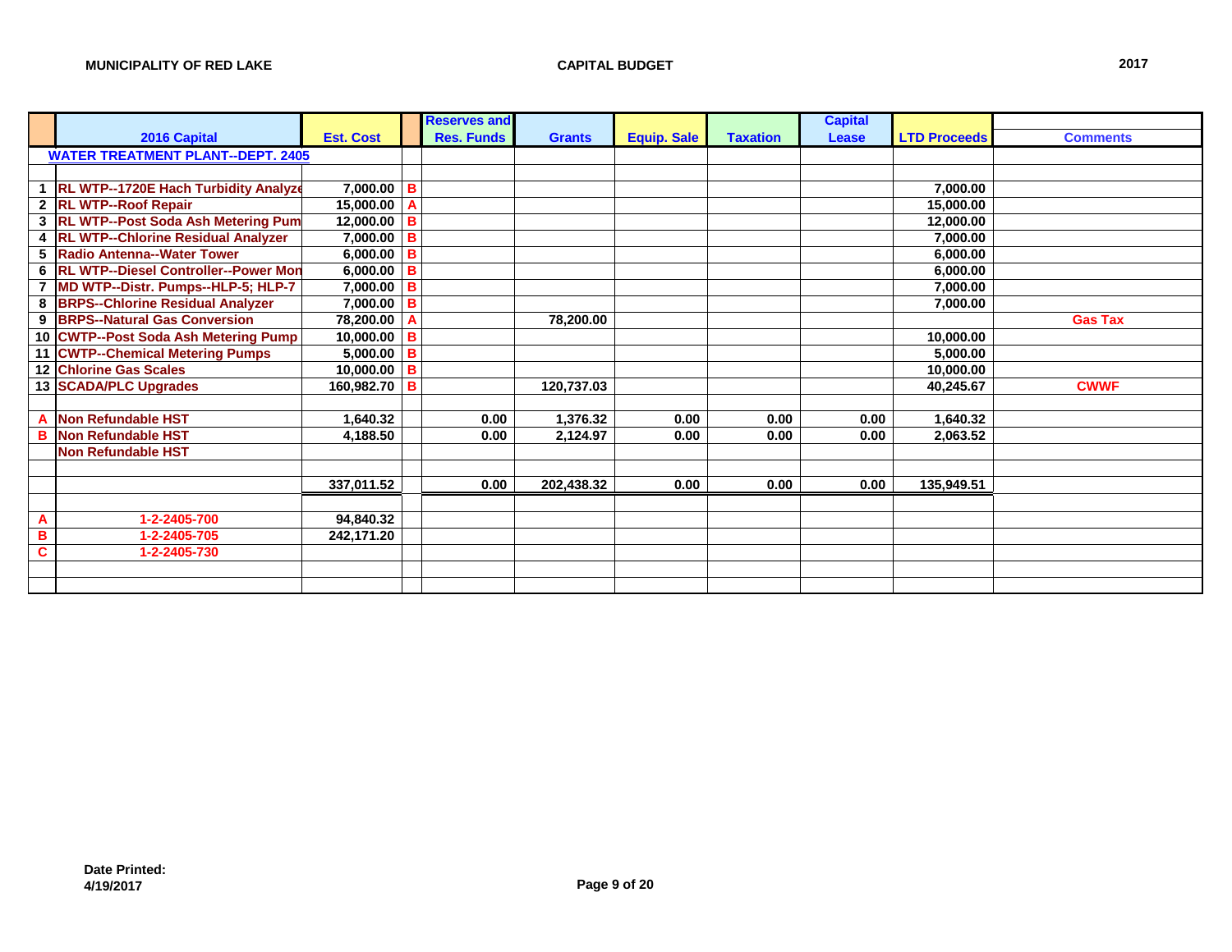**MUNICIPALITY OF RED LAKE** | **CAPITAL BUDGET** | **2017**

| | 2016 Capital | Est. Cost | | Reserves and Res. Funds | Grants | Equip. Sale | Taxation | Capital Lease | LTD Proceeds | Comments |
|---|---|---|---|---|---|---|---|---|---|---|
| | **WATER TREATMENT PLANT--DEPT. 2405** | | | | | | | | | |
| | | | | | | | | | | |
| 1 | RL WTP--1720E Hach Turbidity Analyze | 7,000.00 | B | | | | | | 7,000.00 | |
| 2 | RL WTP--Roof Repair | 15,000.00 | A | | | | | | 15,000.00 | |
| 3 | RL WTP--Post Soda Ash Metering Pum | 12,000.00 | B | | | | | | 12,000.00 | |
| 4 | RL WTP--Chlorine Residual Analyzer | 7,000.00 | B | | | | | | 7,000.00 | |
| 5 | Radio Antenna--Water Tower | 6,000.00 | B | | | | | | 6,000.00 | |
| 6 | RL WTP--Diesel Controller--Power Mon | 6,000.00 | B | | | | | | 6,000.00 | |
| 7 | MD WTP--Distr. Pumps--HLP-5; HLP-7 | 7,000.00 | B | | | | | | 7,000.00 | |
| 8 | BRPS--Chlorine Residual Analyzer | 7,000.00 | B | | | | | | 7,000.00 | |
| 9 | BRPS--Natural Gas Conversion | 78,200.00 | A | | 78,200.00 | | | | | Gas Tax |
| 10 | CWTP--Post Soda Ash Metering Pump | 10,000.00 | B | | | | | | 10,000.00 | |
| 11 | CWTP--Chemical Metering Pumps | 5,000.00 | B | | | | | | 5,000.00 | |
| 12 | Chlorine Gas Scales | 10,000.00 | B | | | | | | 10,000.00 | |
| 13 | SCADA/PLC Upgrades | 160,982.70 | B | | 120,737.03 | | | | 40,245.67 | CWWF |
| | | | | | | | | | | |
| A | Non Refundable HST | 1,640.32 | | 0.00 | 1,376.32 | 0.00 | 0.00 | 0.00 | 1,640.32 | |
| B | Non Refundable HST | 4,188.50 | | 0.00 | 2,124.97 | 0.00 | 0.00 | 0.00 | 2,063.52 | |
| | Non Refundable HST | | | | | | | | | |
| | | | | | | | | | | |
| | | 337,011.52 | | 0.00 | 202,438.32 | 0.00 | 0.00 | 0.00 | 135,949.51 | |
| | | | | | | | | | | |
| A | 1-2-2405-700 | 94,840.32 | | | | | | | | |
| B | 1-2-2405-705 | 242,171.20 | | | | | | | | |
| C | 1-2-2405-730 | | | | | | | | | |

**Date Printed:**
**4/19/2017**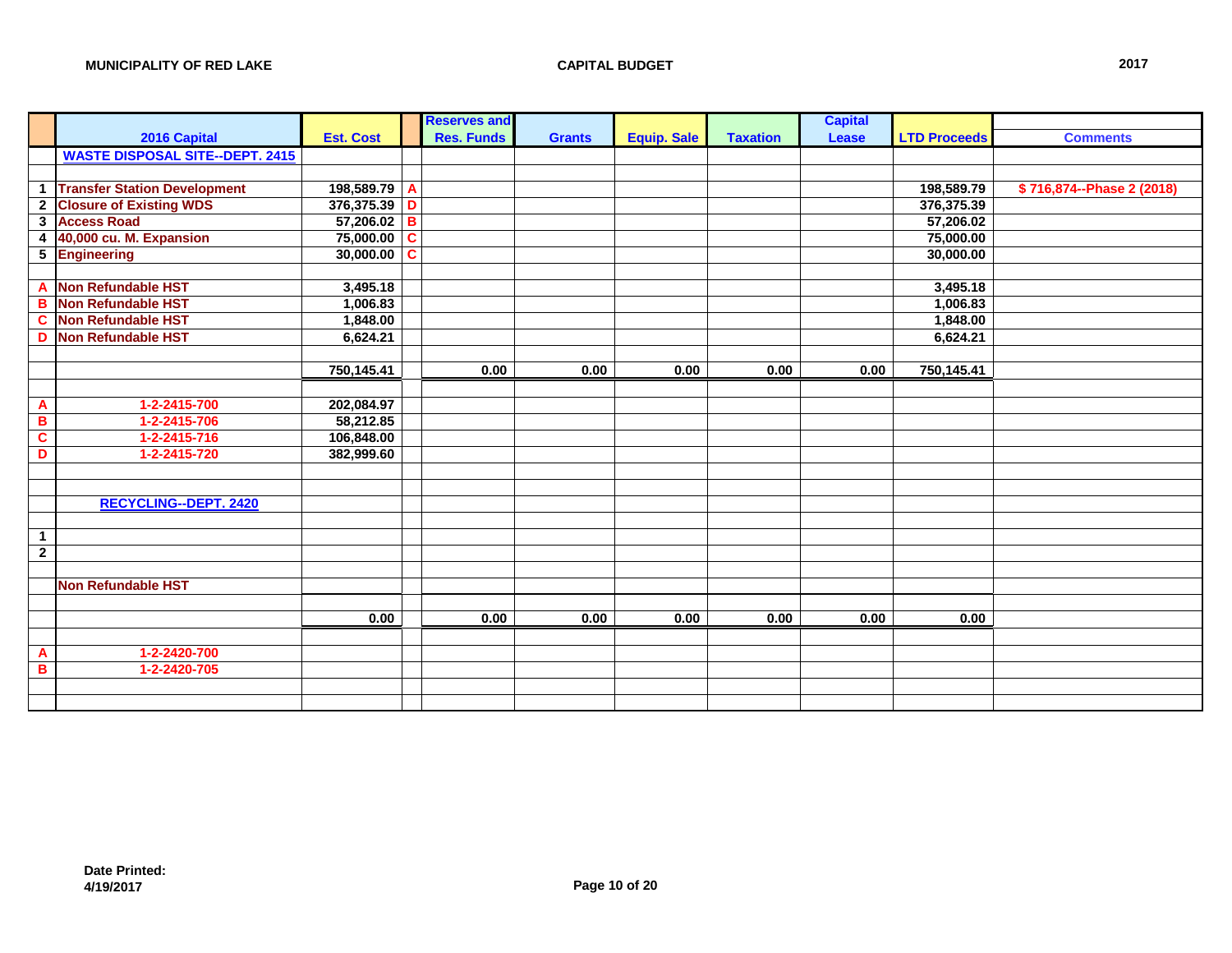**MUNICIPALITY OF RED LAKE** **CAPITAL BUDGET** **2017**

| | 2016 Capital | Est. Cost | | Reserves and Res. Funds | Grants | Equip. Sale | Taxation | Capital Lease | LTD Proceeds | Comments |
|---|---|---|---|---|---|---|---|---|---|---|
| | **WASTE DISPOSAL SITE--DEPT. 2415** | | | | | | | | | |
| | | | | | | | | | | |
| 1 | Transfer Station Development | 198,589.79 | A | | | | | | 198,589.79 | $ 716,874--Phase 2 (2018) |
| 2 | Closure of Existing WDS | 376,375.39 | D | | | | | | 376,375.39 | |
| 3 | Access Road | 57,206.02 | B | | | | | | 57,206.02 | |
| 4 | 40,000 cu. M. Expansion | 75,000.00 | C | | | | | | 75,000.00 | |
| 5 | Engineering | 30,000.00 | C | | | | | | 30,000.00 | |
| | | | | | | | | | | |
| A | Non Refundable HST | 3,495.18 | | | | | | | 3,495.18 | |
| B | Non Refundable HST | 1,006.83 | | | | | | | 1,006.83 | |
| C | Non Refundable HST | 1,848.00 | | | | | | | 1,848.00 | |
| D | Non Refundable HST | 6,624.21 | | | | | | | 6,624.21 | |
| | | | | | | | | | | |
| | | 750,145.41 | | 0.00 | 0.00 | 0.00 | 0.00 | 0.00 | 750,145.41 | |
| | | | | | | | | | | |
| A | 1-2-2415-700 | 202,084.97 | | | | | | | | |
| B | 1-2-2415-706 | 58,212.85 | | | | | | | | |
| C | 1-2-2415-716 | 106,848.00 | | | | | | | | |
| D | 1-2-2415-720 | 382,999.60 | | | | | | | | |
| | | | | | | | | | | |
| | | | | | | | | | | |
| | **RECYCLING--DEPT. 2420** | | | | | | | | | |
| | | | | | | | | | | |
| 1 | | | | | | | | | | |
| 2 | | | | | | | | | | |
| | | | | | | | | | | |
| | Non Refundable HST | | | | | | | | | |
| | | | | | | | | | | |
| | | 0.00 | | 0.00 | 0.00 | 0.00 | 0.00 | 0.00 | 0.00 | |
| | | | | | | | | | | |
| A | 1-2-2420-700 | | | | | | | | | |
| B | 1-2-2420-705 | | | | | | | | | |

**Date Printed:**
**4/19/2017**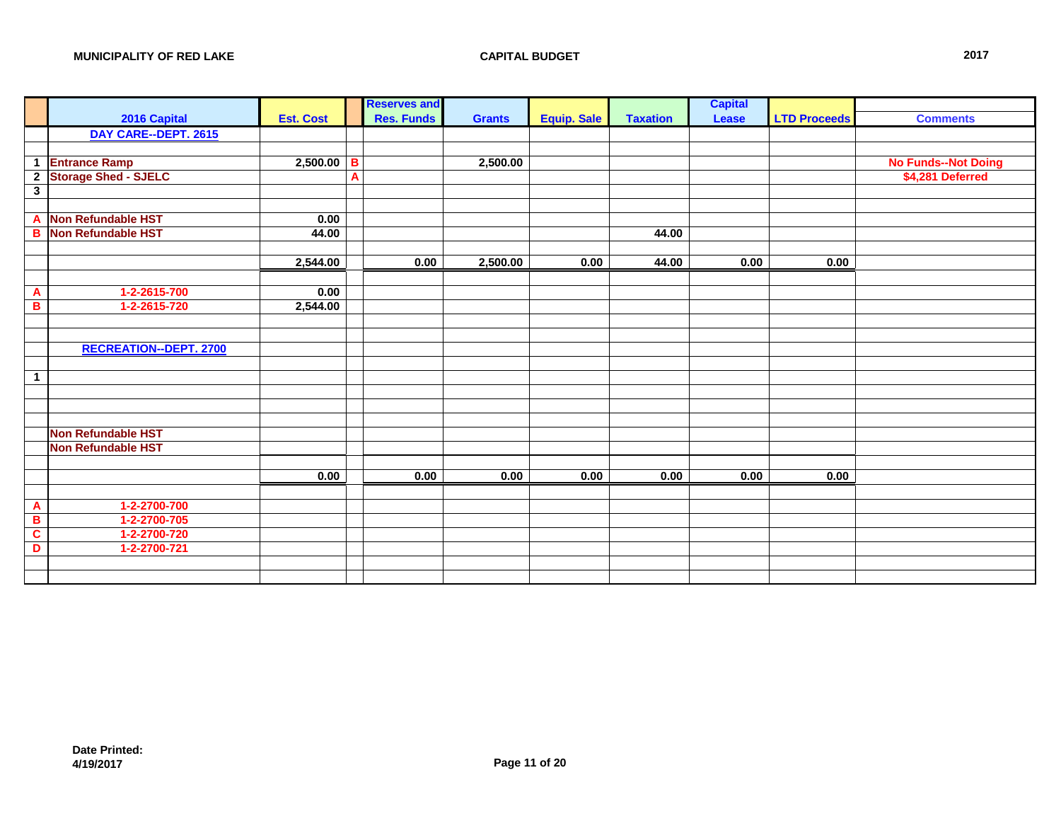**MUNICIPALITY OF RED LAKE** | **CAPITAL BUDGET** | **2017**

| | 2016 Capital | Est. Cost | | Reserves and Res. Funds | Grants | Equip. Sale | Taxation | Capital Lease | LTD Proceeds | Comments |
|---|---|---|---|---|---|---|---|---|---|---|
| | DAY CARE--DEPT. 2615 | | | | | | | | | |
| | | | | | | | | | | |
| 1 | Entrance Ramp | 2,500.00 | B | | 2,500.00 | | | | | No Funds--Not Doing |
| 2 | Storage Shed - SJELC | | A | | | | | | | $4,281 Deferred |
| 3 | | | | | | | | | | |
| | | | | | | | | | | |
| A | Non Refundable HST | 0.00 | | | | | | | | |
| B | Non Refundable HST | 44.00 | | | | | 44.00 | | | |
| | | | | | | | | | | |
| | | 2,544.00 | | 0.00 | 2,500.00 | 0.00 | 44.00 | 0.00 | 0.00 | |
| | | | | | | | | | | |
| A | 1-2-2615-700 | 0.00 | | | | | | | | |
| B | 1-2-2615-720 | 2,544.00 | | | | | | | | |
| | | | | | | | | | | |
| | | | | | | | | | | |
| | RECREATION--DEPT. 2700 | | | | | | | | | |
| | | | | | | | | | | |
| 1 | | | | | | | | | | |
| | | | | | | | | | | |
| | | | | | | | | | | |
| | | | | | | | | | | |
| | Non Refundable HST | | | | | | | | | |
| | Non Refundable HST | | | | | | | | | |
| | | | | | | | | | | |
| | | 0.00 | | 0.00 | 0.00 | 0.00 | 0.00 | 0.00 | 0.00 | |
| | | | | | | | | | | |
| A | 1-2-2700-700 | | | | | | | | | |
| B | 1-2-2700-705 | | | | | | | | | |
| C | 1-2-2700-720 | | | | | | | | | |
| D | 1-2-2700-721 | | | | | | | | | |

**Date Printed:**
**4/19/2017**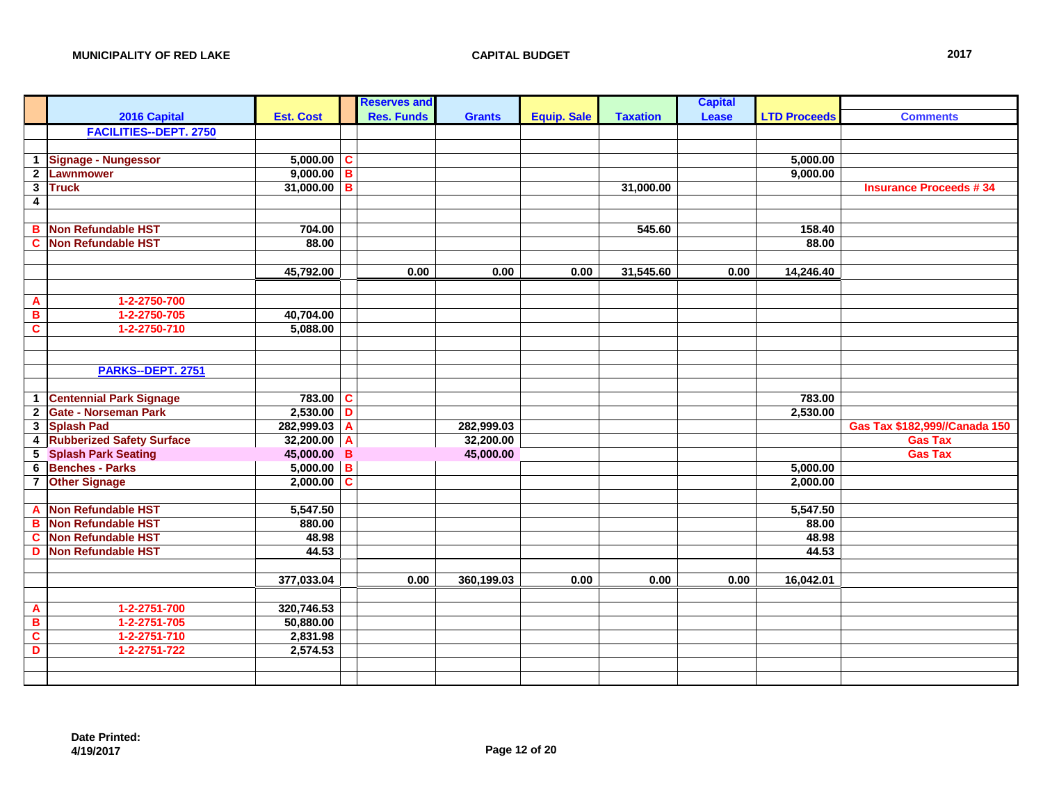MUNICIPALITY OF RED LAKE

CAPITAL BUDGET

2017

| | 2016 Capital | Est. Cost | | Reserves and Res. Funds | Grants | Equip. Sale | Taxation | Capital Lease | LTD Proceeds | Comments |
|---|---|---|---|---|---|---|---|---|---|---|
| | FACILITIES--DEPT. 2750 | | | | | | | | | |
| | | | | | | | | | | |
| 1 | Signage - Nungessor | 5,000.00 | C | | | | | | 5,000.00 | |
| 2 | Lawnmower | 9,000.00 | B | | | | | | 9,000.00 | |
| 3 | Truck | 31,000.00 | B | | | | 31,000.00 | | | Insurance Proceeds # 34 |
| 4 | | | | | | | | | | |
| | | | | | | | | | | |
| B | Non Refundable HST | 704.00 | | | | | 545.60 | | 158.40 | |
| C | Non Refundable HST | 88.00 | | | | | | | 88.00 | |
| | | | | | | | | | | |
| | | 45,792.00 | | 0.00 | 0.00 | 0.00 | 31,545.60 | 0.00 | 14,246.40 | |
| | | | | | | | | | | |
| A | 1-2-2750-700 | | | | | | | | | |
| B | 1-2-2750-705 | 40,704.00 | | | | | | | | |
| C | 1-2-2750-710 | 5,088.00 | | | | | | | | |
| | | | | | | | | | | |
| | | | | | | | | | | |
| | PARKS--DEPT. 2751 | | | | | | | | | |
| | | | | | | | | | | |
| 1 | Centennial Park Signage | 783.00 | C | | | | | | 783.00 | |
| 2 | Gate - Norseman Park | 2,530.00 | D | | | | | | 2,530.00 | |
| 3 | Splash Pad | 282,999.03 | A | | 282,999.03 | | | | | Gas Tax $182,999//Canada 150 |
| 4 | Rubberized Safety Surface | 32,200.00 | A | | 32,200.00 | | | | | Gas Tax |
| 5 | Splash Park Seating | 45,000.00 | B | | 45,000.00 | | | | | Gas Tax |
| 6 | Benches - Parks | 5,000.00 | B | | | | | | 5,000.00 | |
| 7 | Other Signage | 2,000.00 | C | | | | | | 2,000.00 | |
| | | | | | | | | | | |
| A | Non Refundable HST | 5,547.50 | | | | | | | 5,547.50 | |
| B | Non Refundable HST | 880.00 | | | | | | | 88.00 | |
| C | Non Refundable HST | 48.98 | | | | | | | 48.98 | |
| D | Non Refundable HST | 44.53 | | | | | | | 44.53 | |
| | | | | | | | | | | |
| | | 377,033.04 | | 0.00 | 360,199.03 | 0.00 | 0.00 | 0.00 | 16,042.01 | |
| | | | | | | | | | | |
| A | 1-2-2751-700 | 320,746.53 | | | | | | | | |
| B | 1-2-2751-705 | 50,880.00 | | | | | | | | |
| C | 1-2-2751-710 | 2,831.98 | | | | | | | | |
| D | 1-2-2751-722 | 2,574.53 | | | | | | | | |

Date Printed:
4/19/2017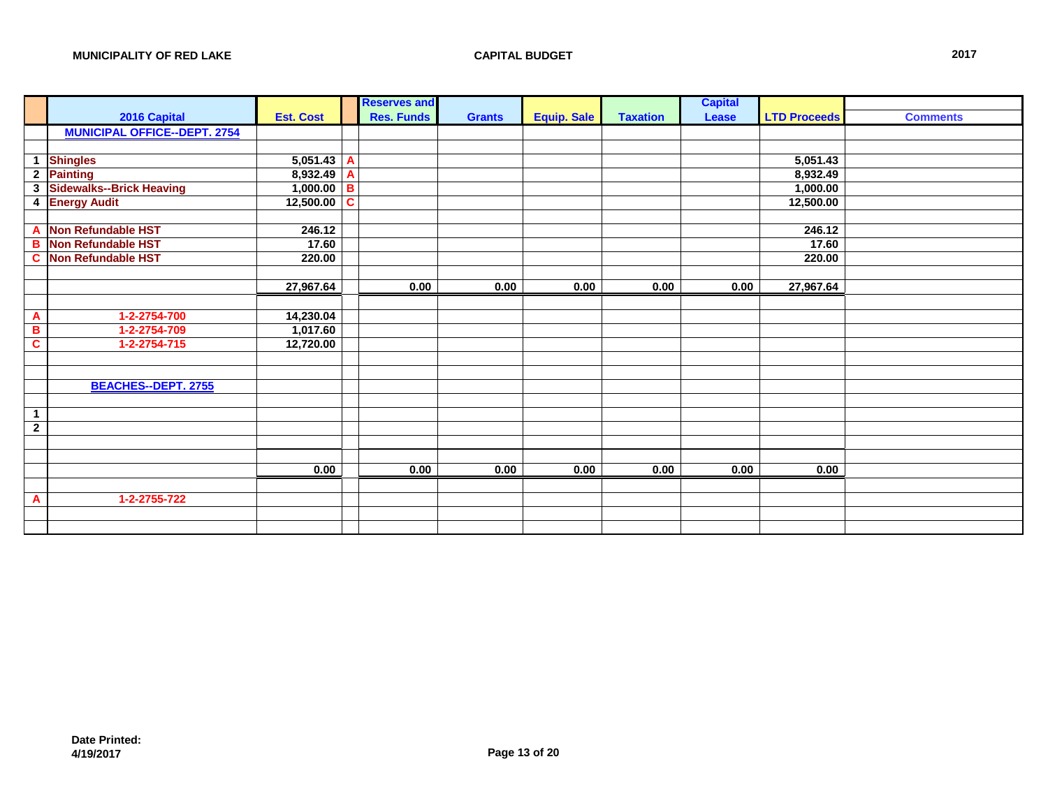**MUNICIPALITY OF RED LAKE** **CAPITAL BUDGET** **2017**

| | 2016 Capital | Est. Cost | | Reserves and Res. Funds | Grants | Equip. Sale | Taxation | Capital Lease | LTD Proceeds | Comments |
|---|---|---|---|---|---|---|---|---|---|---|
| | MUNICIPAL OFFICE--DEPT. 2754 | | | | | | | | | |
| | | | | | | | | | | |
| 1 | Shingles | 5,051.43 | A | | | | | | 5,051.43 | |
| 2 | Painting | 8,932.49 | A | | | | | | 8,932.49 | |
| 3 | Sidewalks--Brick Heaving | 1,000.00 | B | | | | | | 1,000.00 | |
| 4 | Energy Audit | 12,500.00 | C | | | | | | 12,500.00 | |
| | | | | | | | | | | |
| A | Non Refundable HST | 246.12 | | | | | | | 246.12 | |
| B | Non Refundable HST | 17.60 | | | | | | | 17.60 | |
| C | Non Refundable HST | 220.00 | | | | | | | 220.00 | |
| | | | | | | | | | | |
| | | 27,967.64 | | 0.00 | 0.00 | 0.00 | 0.00 | 0.00 | 27,967.64 | |
| | | | | | | | | | | |
| A | 1-2-2754-700 | 14,230.04 | | | | | | | | |
| B | 1-2-2754-709 | 1,017.60 | | | | | | | | |
| C | 1-2-2754-715 | 12,720.00 | | | | | | | | |
| | | | | | | | | | | |
| | | | | | | | | | | |
| | BEACHES--DEPT. 2755 | | | | | | | | | |
| | | | | | | | | | | |
| 1 | | | | | | | | | | |
| 2 | | | | | | | | | | |
| | | | | | | | | | | |
| | | | | | | | | | | |
| | | 0.00 | | 0.00 | 0.00 | 0.00 | 0.00 | 0.00 | 0.00 | |
| | | | | | | | | | | |
| A | 1-2-2755-722 | | | | | | | | | |
| | | | | | | | | | | |
| | | | | | | | | | | |

**Date Printed:**
**4/19/2017**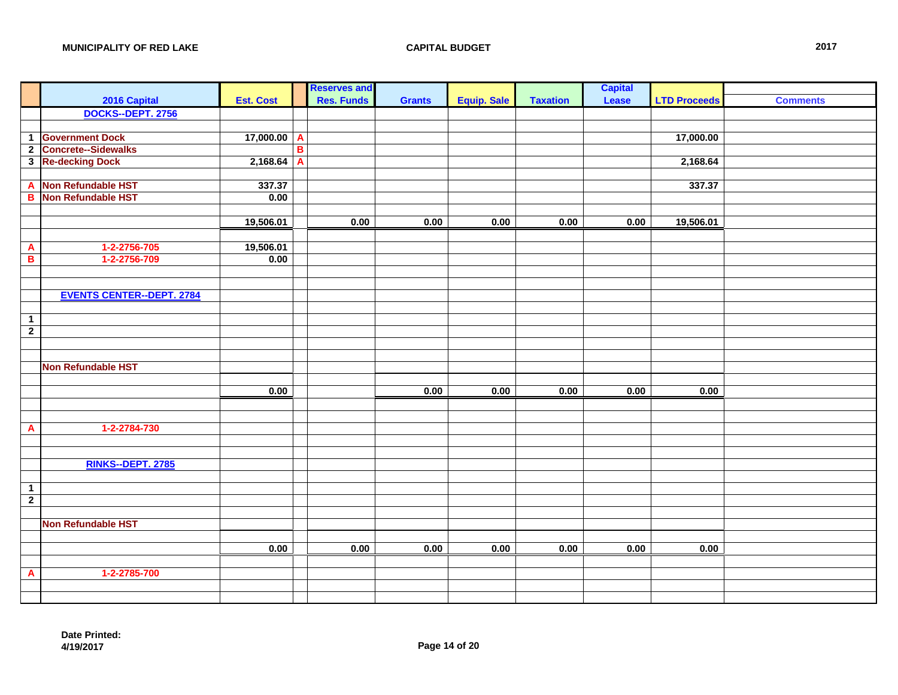**MUNICIPALITY OF RED LAKE** **CAPITAL BUDGET** **2017**

| | 2016 Capital | Est. Cost | | Reserves and Res. Funds | Grants | Equip. Sale | Taxation | Capital Lease | LTD Proceeds | Comments |
|---|---|---|---|---|---|---|---|---|---|---|
| | DOCKS--DEPT. 2756 | | | | | | | | | |
| | | | | | | | | | | |
| 1 | Government Dock | 17,000.00 | A | | | | | | 17,000.00 | |
| 2 | Concrete--Sidewalks | | B | | | | | | | |
| 3 | Re-decking Dock | 2,168.64 | A | | | | | | 2,168.64 | |
| | | | | | | | | | | |
| A | Non Refundable HST | 337.37 | | | | | | | 337.37 | |
| B | Non Refundable HST | 0.00 | | | | | | | | |
| | | | | | | | | | | |
| | | 19,506.01 | | 0.00 | 0.00 | 0.00 | 0.00 | 0.00 | 19,506.01 | |
| | | | | | | | | | | |
| A | 1-2-2756-705 | 19,506.01 | | | | | | | | |
| B | 1-2-2756-709 | 0.00 | | | | | | | | |
| | | | | | | | | | | |
| | | | | | | | | | | |
| | EVENTS CENTER--DEPT. 2784 | | | | | | | | | |
| | | | | | | | | | | |
| 1 | | | | | | | | | | |
| 2 | | | | | | | | | | |
| | | | | | | | | | | |
| | | | | | | | | | | |
| | Non Refundable HST | | | | | | | | | |
| | | | | | | | | | | |
| | | 0.00 | | | 0.00 | 0.00 | 0.00 | 0.00 | 0.00 | |
| | | | | | | | | | | |
| | | | | | | | | | | |
| A | 1-2-2784-730 | | | | | | | | | |
| | | | | | | | | | | |
| | | | | | | | | | | |
| | RINKS--DEPT. 2785 | | | | | | | | | |
| | | | | | | | | | | |
| 1 | | | | | | | | | | |
| 2 | | | | | | | | | | |
| | | | | | | | | | | |
| | Non Refundable HST | | | | | | | | | |
| | | | | | | | | | | |
| | | 0.00 | | 0.00 | 0.00 | 0.00 | 0.00 | 0.00 | 0.00 | |
| | | | | | | | | | | |
| A | 1-2-2785-700 | | | | | | | | | |
| | | | | | | | | | | |
| | | | | | | | | | | |

**Date Printed:**
**4/19/2017**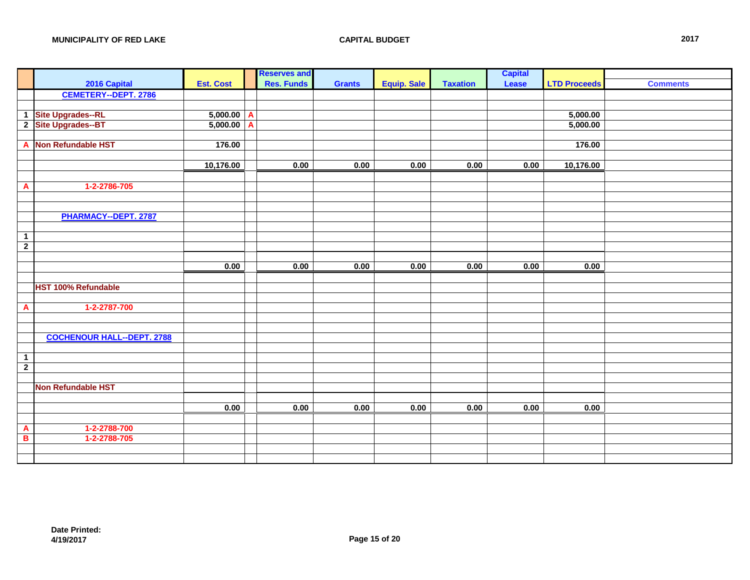**MUNICIPALITY OF RED LAKE** **CAPITAL BUDGET** **2017**

| | 2016 Capital | Est. Cost | | Reserves and Res. Funds | Grants | Equip. Sale | Taxation | Capital Lease | LTD Proceeds | Comments |
|---|---|---|---|---|---|---|---|---|---|---|
| | CEMETERY--DEPT. 2786 | | | | | | | | | |
| | | | | | | | | | | |
| 1 | Site Upgrades--RL | 5,000.00 | A | | | | | | 5,000.00 | |
| 2 | Site Upgrades--BT | 5,000.00 | A | | | | | | 5,000.00 | |
| | | | | | | | | | | |
| A | Non Refundable HST | 176.00 | | | | | | | 176.00 | |
| | | | | | | | | | | |
| | | 10,176.00 | | 0.00 | 0.00 | 0.00 | 0.00 | 0.00 | 10,176.00 | |
| | | | | | | | | | | |
| A | 1-2-2786-705 | | | | | | | | | |
| | | | | | | | | | | |
| | | | | | | | | | | |
| | PHARMACY--DEPT. 2787 | | | | | | | | | |
| | | | | | | | | | | |
| 1 | | | | | | | | | | |
| 2 | | | | | | | | | | |
| | | | | | | | | | | |
| | | 0.00 | | 0.00 | 0.00 | 0.00 | 0.00 | 0.00 | 0.00 | |
| | | | | | | | | | | |
| | HST 100% Refundable | | | | | | | | | |
| | | | | | | | | | | |
| A | 1-2-2787-700 | | | | | | | | | |
| | | | | | | | | | | |
| | | | | | | | | | | |
| | COCHENOUR HALL--DEPT. 2788 | | | | | | | | | |
| | | | | | | | | | | |
| 1 | | | | | | | | | | |
| 2 | | | | | | | | | | |
| | | | | | | | | | | |
| | Non Refundable HST | | | | | | | | | |
| | | | | | | | | | | |
| | | 0.00 | | 0.00 | 0.00 | 0.00 | 0.00 | 0.00 | 0.00 | |
| | | | | | | | | | | |
| A | 1-2-2788-700 | | | | | | | | | |
| B | 1-2-2788-705 | | | | | | | | | |

**Date Printed:**
**4/19/2017**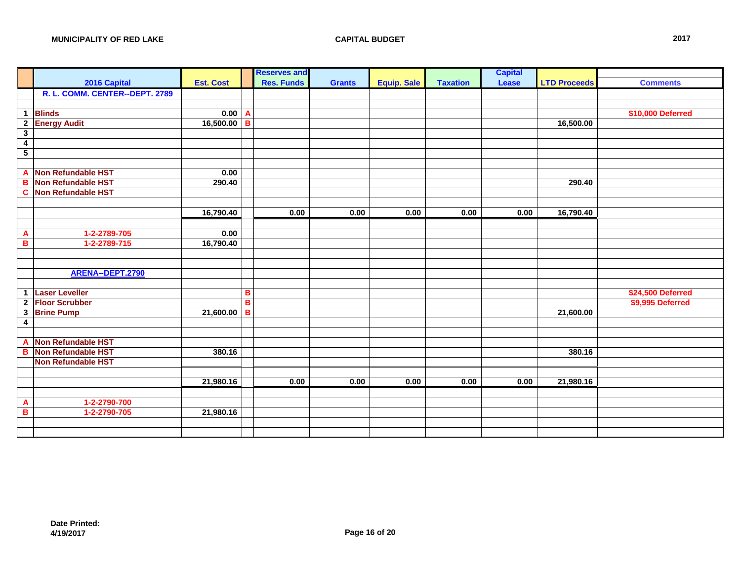**MUNICIPALITY OF RED LAKE** | **CAPITAL BUDGET** | **2017**

| | 2016 Capital | Est. Cost | | Reserves and Res. Funds | Grants | Equip. Sale | Taxation | Capital Lease | LTD Proceeds | Comments |
|---|---|---|---|---|---|---|---|---|---|---|
| | R. L. COMM. CENTER--DEPT. 2789 | | | | | | | | | |
| | | | | | | | | | | |
| 1 | Blinds | 0.00 | A | | | | | | | $10,000 Deferred |
| 2 | Energy Audit | 16,500.00 | B | | | | | | 16,500.00 | |
| 3 | | | | | | | | | | |
| 4 | | | | | | | | | | |
| 5 | | | | | | | | | | |
| | | | | | | | | | | |
| A | Non Refundable HST | 0.00 | | | | | | | | |
| B | Non Refundable HST | 290.40 | | | | | | | 290.40 | |
| C | Non Refundable HST | | | | | | | | | |
| | | | | | | | | | | |
| | | 16,790.40 | | 0.00 | 0.00 | 0.00 | 0.00 | 0.00 | 16,790.40 | |
| | | | | | | | | | | |
| A | 1-2-2789-705 | 0.00 | | | | | | | | |
| B | 1-2-2789-715 | 16,790.40 | | | | | | | | |
| | | | | | | | | | | |
| | | | | | | | | | | |
| | ARENA--DEPT.2790 | | | | | | | | | |
| | | | | | | | | | | |
| 1 | Laser Leveller | | B | | | | | | | $24,500 Deferred |
| 2 | Floor Scrubber | | B | | | | | | | $9,995 Deferred |
| 3 | Brine Pump | 21,600.00 | B | | | | | | 21,600.00 | |
| 4 | | | | | | | | | | |
| | | | | | | | | | | |
| A | Non Refundable HST | | | | | | | | | |
| B | Non Refundable HST | 380.16 | | | | | | | 380.16 | |
| | Non Refundable HST | | | | | | | | | |
| | | | | | | | | | | |
| | | 21,980.16 | | 0.00 | 0.00 | 0.00 | 0.00 | 0.00 | 21,980.16 | |
| | | | | | | | | | | |
| A | 1-2-2790-700 | | | | | | | | | |
| B | 1-2-2790-705 | 21,980.16 | | | | | | | | |
| | | | | | | | | | | |
| | | | | | | | | | | |

**Date Printed:**
**4/19/2017**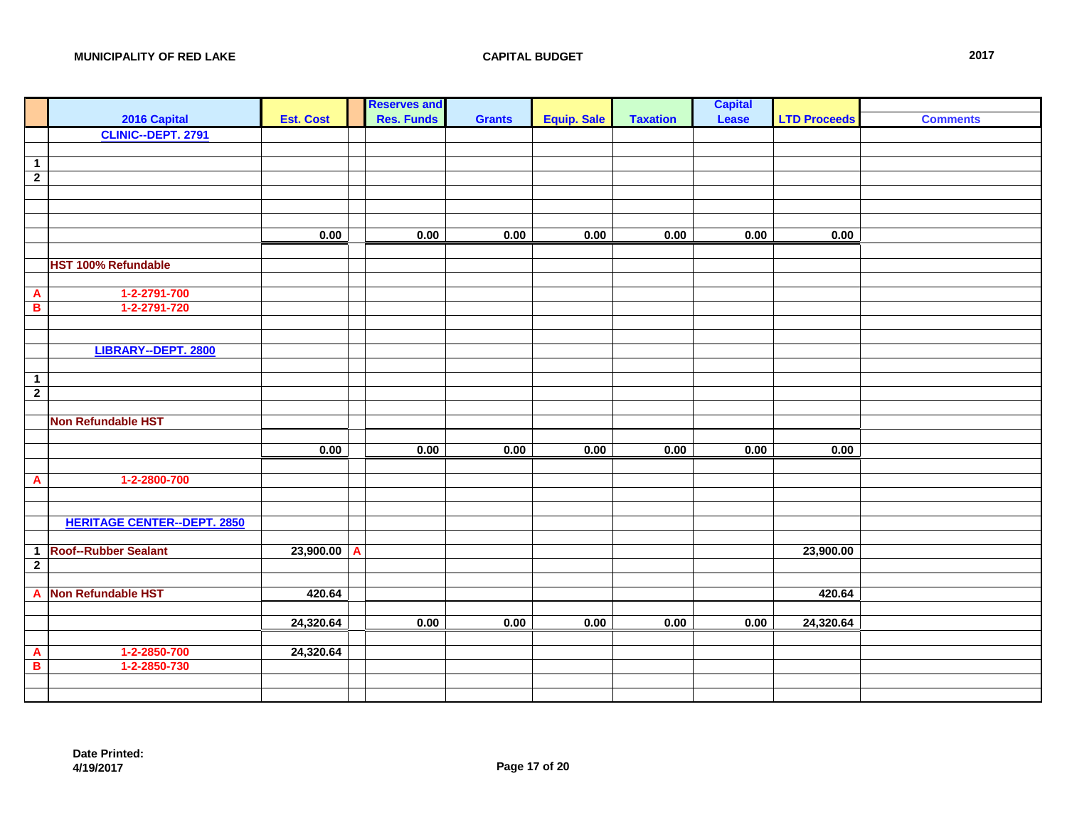**MUNICIPALITY OF RED LAKE** **CAPITAL BUDGET** **2017**

| | 2016 Capital | Est. Cost | | Reserves and Res. Funds | Grants | Equip. Sale | Taxation | Capital Lease | LTD Proceeds | Comments |
|---|---|---|---|---|---|---|---|---|---|---|
| | CLINIC--DEPT. 2791 | | | | | | | | | |
| | | | | | | | | | | |
| 1 | | | | | | | | | | |
| 2 | | | | | | | | | | |
| | | | | | | | | | | |
| | | | | | | | | | | |
| | | | | | | | | | | |
| | | 0.00 | | 0.00 | 0.00 | 0.00 | 0.00 | 0.00 | 0.00 | |
| | | | | | | | | | | |
| | HST 100% Refundable | | | | | | | | | |
| | | | | | | | | | | |
| A | 1-2-2791-700 | | | | | | | | | |
| B | 1-2-2791-720 | | | | | | | | | |
| | | | | | | | | | | |
| | | | | | | | | | | |
| | LIBRARY--DEPT. 2800 | | | | | | | | | |
| | | | | | | | | | | |
| 1 | | | | | | | | | | |
| 2 | | | | | | | | | | |
| | | | | | | | | | | |
| | Non Refundable HST | | | | | | | | | |
| | | | | | | | | | | |
| | | 0.00 | | 0.00 | 0.00 | 0.00 | 0.00 | 0.00 | 0.00 | |
| | | | | | | | | | | |
| A | 1-2-2800-700 | | | | | | | | | |
| | | | | | | | | | | |
| | | | | | | | | | | |
| | HERITAGE CENTER--DEPT. 2850 | | | | | | | | | |
| | | | | | | | | | | |
| 1 | Roof--Rubber Sealant | 23,900.00 | A | | | | | | 23,900.00 | |
| 2 | | | | | | | | | | |
| | | | | | | | | | | |
| A | Non Refundable HST | 420.64 | | | | | | | 420.64 | |
| | | | | | | | | | | |
| | | 24,320.64 | | 0.00 | 0.00 | 0.00 | 0.00 | 0.00 | 24,320.64 | |
| | | | | | | | | | | |
| A | 1-2-2850-700 | 24,320.64 | | | | | | | | |
| B | 1-2-2850-730 | | | | | | | | | |
| | | | | | | | | | | |
| | | | | | | | | | | |

**Date Printed:**
**4/19/2017**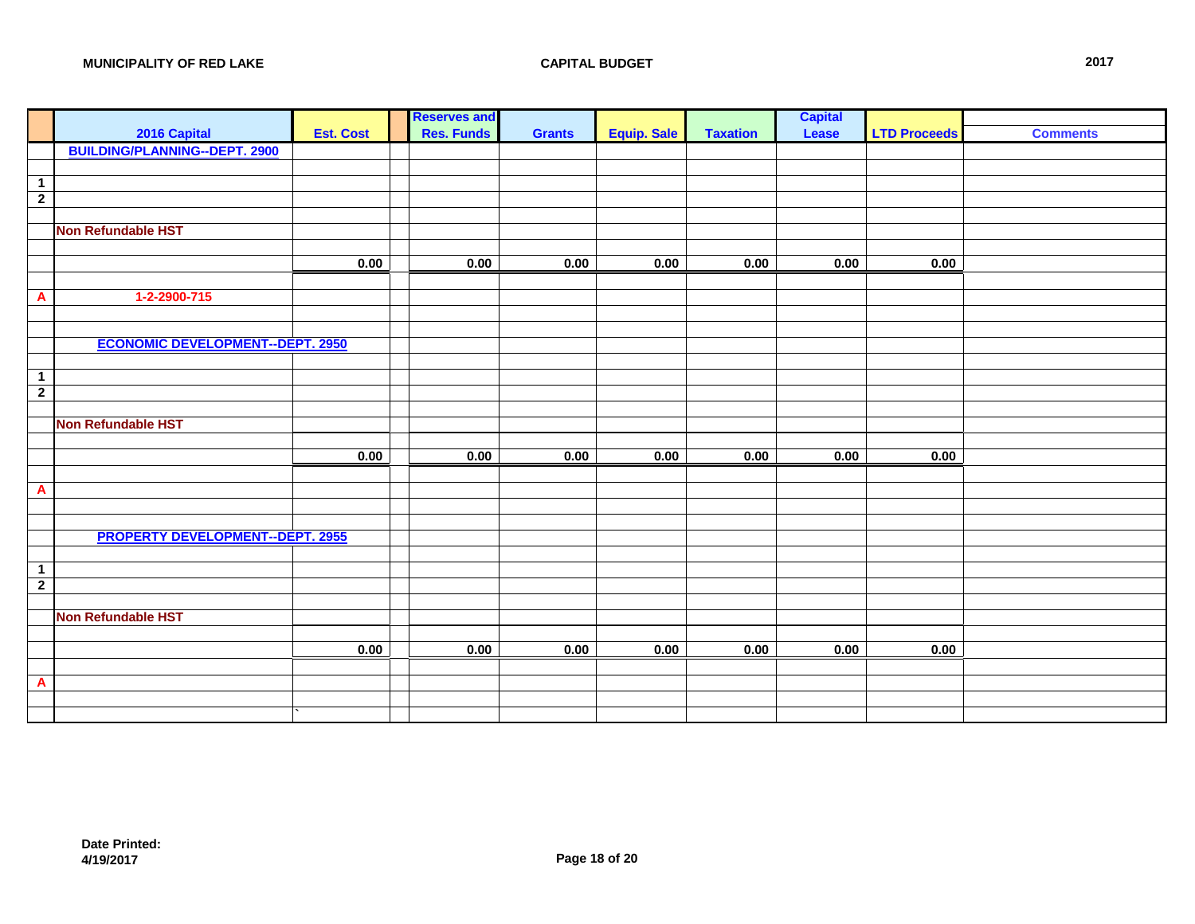**MUNICIPALITY OF RED LAKE** **CAPITAL BUDGET** **2017**

| | 2016 Capital | Est. Cost | | Reserves and Res. Funds | Grants | Equip. Sale | Taxation | Capital Lease | LTD Proceeds | Comments |
|---|---|---|---|---|---|---|---|---|---|---|
| | BUILDING/PLANNING--DEPT. 2900 | | | | | | | | | |
| | | | | | | | | | | |
| 1 | | | | | | | | | | |
| 2 | | | | | | | | | | |
| | | | | | | | | | | |
| | Non Refundable HST | | | | | | | | | |
| | | | | | | | | | | |
| | | 0.00 | | 0.00 | 0.00 | 0.00 | 0.00 | 0.00 | 0.00 | |
| | | | | | | | | | | |
| A | 1-2-2900-715 | | | | | | | | | |
| | | | | | | | | | | |
| | | | | | | | | | | |
| | ECONOMIC DEVELOPMENT--DEPT. 2950 | | | | | | | | | |
| | | | | | | | | | | |
| 1 | | | | | | | | | | |
| 2 | | | | | | | | | | |
| | | | | | | | | | | |
| | Non Refundable HST | | | | | | | | | |
| | | | | | | | | | | |
| | | 0.00 | | 0.00 | 0.00 | 0.00 | 0.00 | 0.00 | 0.00 | |
| | | | | | | | | | | |
| A | | | | | | | | | | |
| | | | | | | | | | | |
| | | | | | | | | | | |
| | PROPERTY DEVELOPMENT--DEPT. 2955 | | | | | | | | | |
| | | | | | | | | | | |
| 1 | | | | | | | | | | |
| 2 | | | | | | | | | | |
| | | | | | | | | | | |
| | Non Refundable HST | | | | | | | | | |
| | | | | | | | | | | |
| | | 0.00 | | 0.00 | 0.00 | 0.00 | 0.00 | 0.00 | 0.00 | |
| | | | | | | | | | | |
| A | | | | | | | | | | |
| | | | | | | | | | | |
| | | ` | | | | | | | | |

**Date Printed:**
**4/19/2017**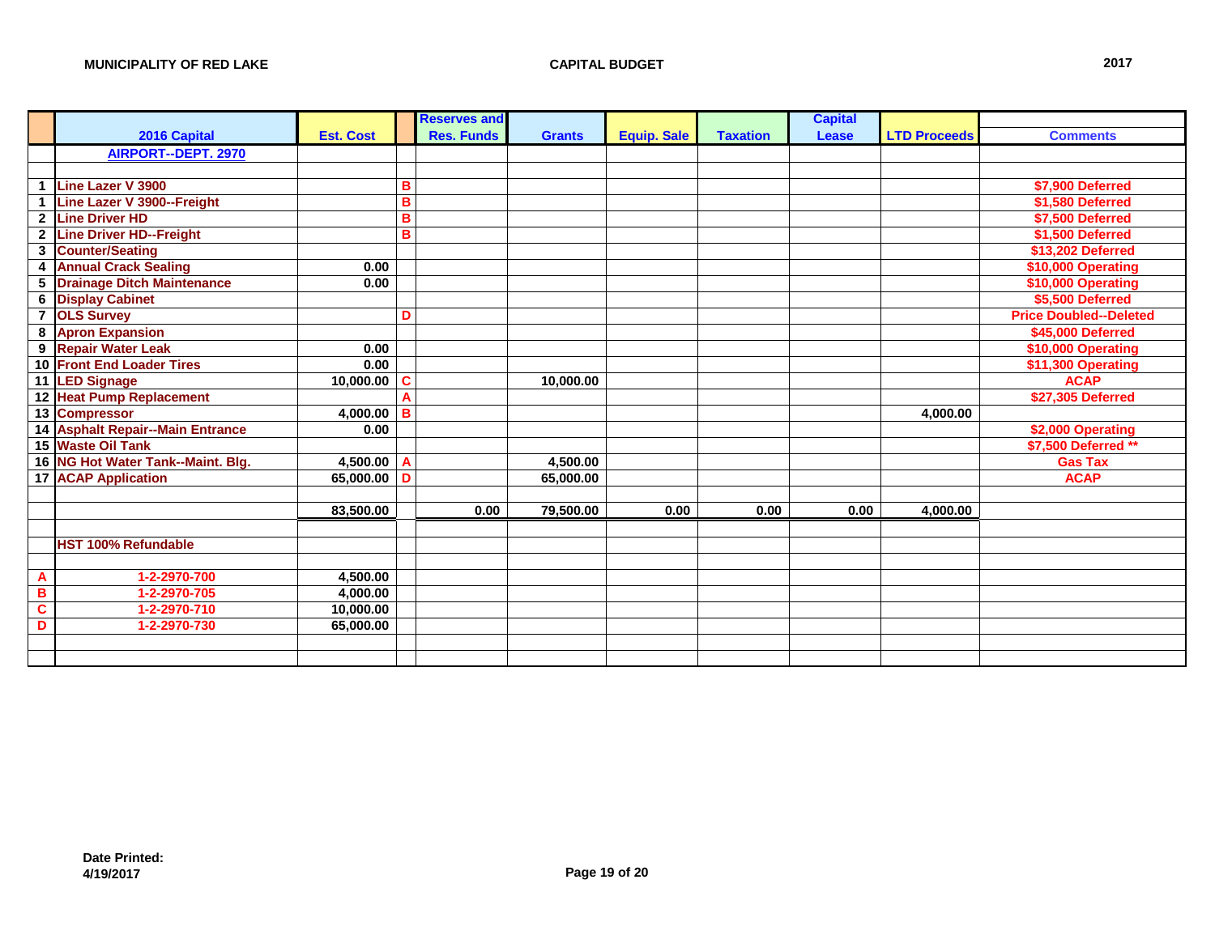**MUNICIPALITY OF RED LAKE** **CAPITAL BUDGET** **2017**

| | 2016 Capital | Est. Cost | | Reserves and Res. Funds | Grants | Equip. Sale | Taxation | Capital Lease | LTD Proceeds | Comments |
|---|---|---|---|---|---|---|---|---|---|---|
| | AIRPORT--DEPT. 2970 | | | | | | | | | |
| | | | | | | | | | | |
| 1 | Line Lazer V 3900 | | B | | | | | | | $7,900 Deferred |
| 1 | Line Lazer V 3900--Freight | | B | | | | | | | $1,580 Deferred |
| 2 | Line Driver HD | | B | | | | | | | $7,500 Deferred |
| 2 | Line Driver HD--Freight | | B | | | | | | | $1,500 Deferred |
| 3 | Counter/Seating | | | | | | | | | $13,202 Deferred |
| 4 | Annual Crack Sealing | 0.00 | | | | | | | | $10,000 Operating |
| 5 | Drainage Ditch Maintenance | 0.00 | | | | | | | | $10,000 Operating |
| 6 | Display Cabinet | | | | | | | | | $5,500 Deferred |
| 7 | OLS Survey | | D | | | | | | | Price Doubled--Deleted |
| 8 | Apron Expansion | | | | | | | | | $45,000 Deferred |
| 9 | Repair Water Leak | 0.00 | | | | | | | | $10,000 Operating |
| 10 | Front End Loader Tires | 0.00 | | | | | | | | $11,300 Operating |
| 11 | LED Signage | 10,000.00 | C | | 10,000.00 | | | | | ACAP |
| 12 | Heat Pump Replacement | | A | | | | | | | $27,305 Deferred |
| 13 | Compressor | 4,000.00 | B | | | | | | 4,000.00 | |
| 14 | Asphalt Repair--Main Entrance | 0.00 | | | | | | | | $2,000 Operating |
| 15 | Waste Oil Tank | | | | | | | | | $7,500 Deferred ** |
| 16 | NG Hot Water Tank--Maint. Blg. | 4,500.00 | A | | 4,500.00 | | | | | Gas Tax |
| 17 | ACAP Application | 65,000.00 | D | | 65,000.00 | | | | | ACAP |
| | | | | | | | | | | |
| | | 83,500.00 | | 0.00 | 79,500.00 | 0.00 | 0.00 | 0.00 | 4,000.00 | |
| | | | | | | | | | | |
| | HST 100% Refundable | | | | | | | | | |
| | | | | | | | | | | |
| A | 1-2-2970-700 | 4,500.00 | | | | | | | | |
| B | 1-2-2970-705 | 4,000.00 | | | | | | | | |
| C | 1-2-2970-710 | 10,000.00 | | | | | | | | |
| D | 1-2-2970-730 | 65,000.00 | | | | | | | | |

**Date Printed:**
**4/19/2017**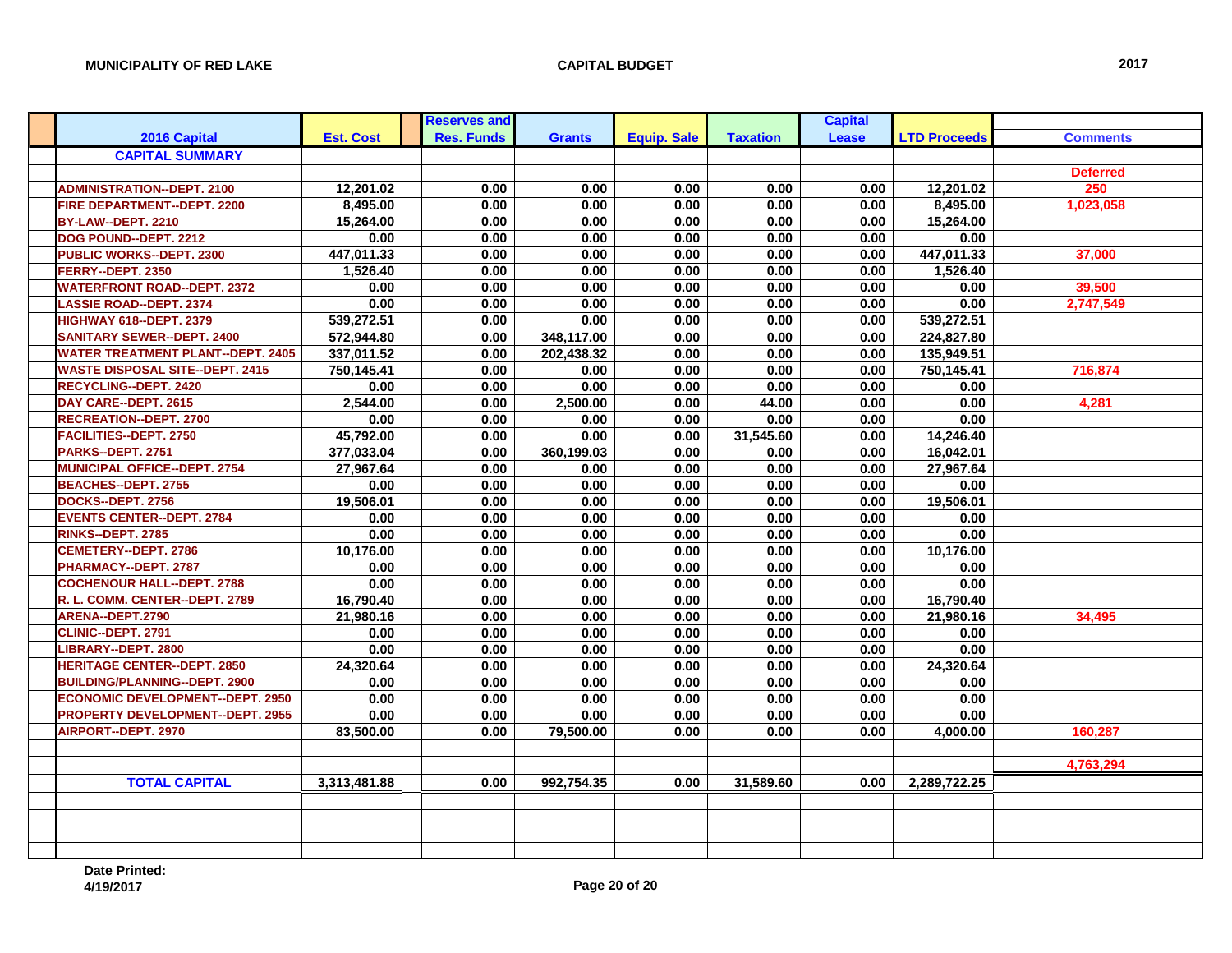MUNICIPALITY OF RED LAKE

CAPITAL BUDGET

2017

| 2016 Capital | Est. Cost | Reserves and Res. Funds | Grants | Equip. Sale | Taxation | Capital Lease | LTD Proceeds | Comments |
|---|---|---|---|---|---|---|---|---|
| **CAPITAL SUMMARY** | | | | | | | | |
| | | | | | | | | **Deferred** |
| ADMINISTRATION--DEPT. 2100 | 12,201.02 | 0.00 | 0.00 | 0.00 | 0.00 | 0.00 | 12,201.02 | 250 |
| FIRE DEPARTMENT--DEPT. 2200 | 8,495.00 | 0.00 | 0.00 | 0.00 | 0.00 | 0.00 | 8,495.00 | 1,023,058 |
| BY-LAW--DEPT. 2210 | 15,264.00 | 0.00 | 0.00 | 0.00 | 0.00 | 0.00 | 15,264.00 | |
| DOG POUND--DEPT. 2212 | 0.00 | 0.00 | 0.00 | 0.00 | 0.00 | 0.00 | 0.00 | |
| PUBLIC WORKS--DEPT. 2300 | 447,011.33 | 0.00 | 0.00 | 0.00 | 0.00 | 0.00 | 447,011.33 | 37,000 |
| FERRY--DEPT. 2350 | 1,526.40 | 0.00 | 0.00 | 0.00 | 0.00 | 0.00 | 1,526.40 | |
| WATERFRONT ROAD--DEPT. 2372 | 0.00 | 0.00 | 0.00 | 0.00 | 0.00 | 0.00 | 0.00 | 39,500 |
| LASSIE ROAD--DEPT. 2374 | 0.00 | 0.00 | 0.00 | 0.00 | 0.00 | 0.00 | 0.00 | 2,747,549 |
| HIGHWAY 618--DEPT. 2379 | 539,272.51 | 0.00 | 0.00 | 0.00 | 0.00 | 0.00 | 539,272.51 | |
| SANITARY SEWER--DEPT. 2400 | 572,944.80 | 0.00 | 348,117.00 | 0.00 | 0.00 | 0.00 | 224,827.80 | |
| WATER TREATMENT PLANT--DEPT. 2405 | 337,011.52 | 0.00 | 202,438.32 | 0.00 | 0.00 | 0.00 | 135,949.51 | |
| WASTE DISPOSAL SITE--DEPT. 2415 | 750,145.41 | 0.00 | 0.00 | 0.00 | 0.00 | 0.00 | 750,145.41 | 716,874 |
| RECYCLING--DEPT. 2420 | 0.00 | 0.00 | 0.00 | 0.00 | 0.00 | 0.00 | 0.00 | |
| DAY CARE--DEPT. 2615 | 2,544.00 | 0.00 | 2,500.00 | 0.00 | 44.00 | 0.00 | 0.00 | 4,281 |
| RECREATION--DEPT. 2700 | 0.00 | 0.00 | 0.00 | 0.00 | 0.00 | 0.00 | 0.00 | |
| FACILITIES--DEPT. 2750 | 45,792.00 | 0.00 | 0.00 | 0.00 | 31,545.60 | 0.00 | 14,246.40 | |
| PARKS--DEPT. 2751 | 377,033.04 | 0.00 | 360,199.03 | 0.00 | 0.00 | 0.00 | 16,042.01 | |
| MUNICIPAL OFFICE--DEPT. 2754 | 27,967.64 | 0.00 | 0.00 | 0.00 | 0.00 | 0.00 | 27,967.64 | |
| BEACHES--DEPT. 2755 | 0.00 | 0.00 | 0.00 | 0.00 | 0.00 | 0.00 | 0.00 | |
| DOCKS--DEPT. 2756 | 19,506.01 | 0.00 | 0.00 | 0.00 | 0.00 | 0.00 | 19,506.01 | |
| EVENTS CENTER--DEPT. 2784 | 0.00 | 0.00 | 0.00 | 0.00 | 0.00 | 0.00 | 0.00 | |
| RINKS--DEPT. 2785 | 0.00 | 0.00 | 0.00 | 0.00 | 0.00 | 0.00 | 0.00 | |
| CEMETERY--DEPT. 2786 | 10,176.00 | 0.00 | 0.00 | 0.00 | 0.00 | 0.00 | 10,176.00 | |
| PHARMACY--DEPT. 2787 | 0.00 | 0.00 | 0.00 | 0.00 | 0.00 | 0.00 | 0.00 | |
| COCHENOUR HALL--DEPT. 2788 | 0.00 | 0.00 | 0.00 | 0.00 | 0.00 | 0.00 | 0.00 | |
| R. L. COMM. CENTER--DEPT. 2789 | 16,790.40 | 0.00 | 0.00 | 0.00 | 0.00 | 0.00 | 16,790.40 | |
| ARENA--DEPT.2790 | 21,980.16 | 0.00 | 0.00 | 0.00 | 0.00 | 0.00 | 21,980.16 | 34,495 |
| CLINIC--DEPT. 2791 | 0.00 | 0.00 | 0.00 | 0.00 | 0.00 | 0.00 | 0.00 | |
| LIBRARY--DEPT. 2800 | 0.00 | 0.00 | 0.00 | 0.00 | 0.00 | 0.00 | 0.00 | |
| HERITAGE CENTER--DEPT. 2850 | 24,320.64 | 0.00 | 0.00 | 0.00 | 0.00 | 0.00 | 24,320.64 | |
| BUILDING/PLANNING--DEPT. 2900 | 0.00 | 0.00 | 0.00 | 0.00 | 0.00 | 0.00 | 0.00 | |
| ECONOMIC DEVELOPMENT--DEPT. 2950 | 0.00 | 0.00 | 0.00 | 0.00 | 0.00 | 0.00 | 0.00 | |
| PROPERTY DEVELOPMENT--DEPT. 2955 | 0.00 | 0.00 | 0.00 | 0.00 | 0.00 | 0.00 | 0.00 | |
| AIRPORT--DEPT. 2970 | 83,500.00 | 0.00 | 79,500.00 | 0.00 | 0.00 | 0.00 | 4,000.00 | 160,287 |
| | | | | | | | | |
| | | | | | | | | 4,763,294 |
| **TOTAL CAPITAL** | 3,313,481.88 | 0.00 | 992,754.35 | 0.00 | 31,589.60 | 0.00 | 2,289,722.25 | |

Date Printed:
4/19/2017